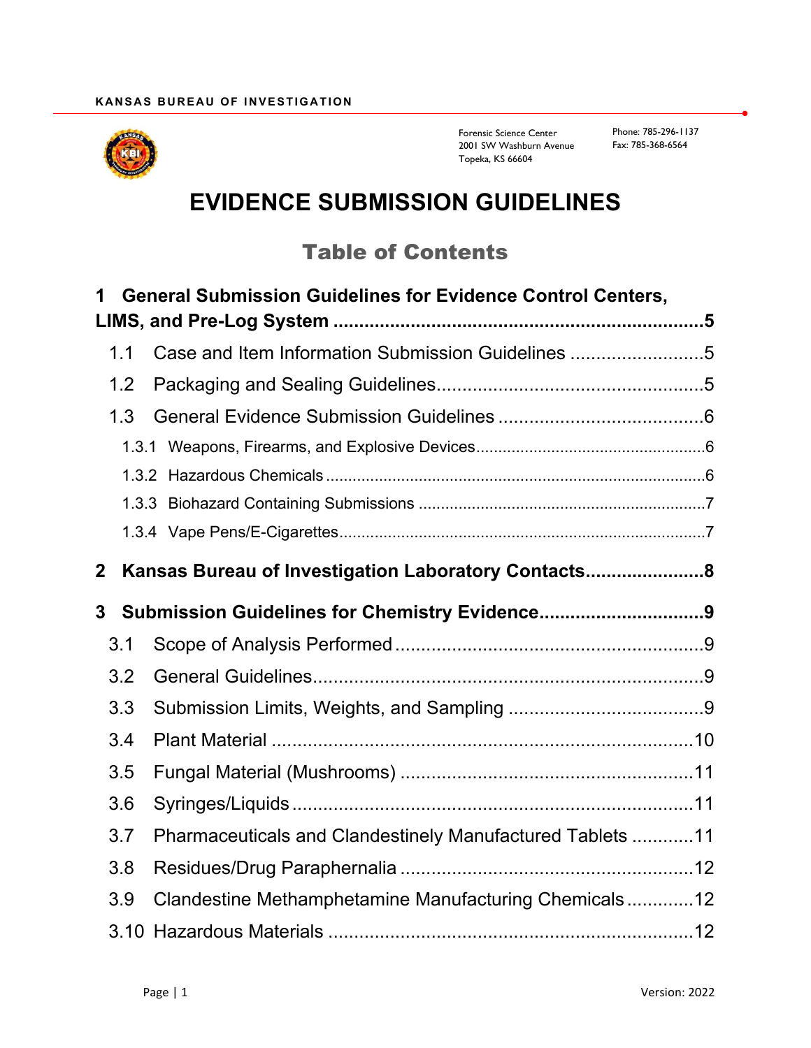KANSAS BUREAU OF INVESTIGATION

Forensic Science Center
2001 SW Washburn Avenue
Topeka, KS 66604

Phone: 785-296-1137
Fax: 785-368-6564

# EVIDENCE SUBMISSION GUIDELINES

## Table of Contents

**1 General Submission Guidelines for Evidence Control Centers, LIMS, and Pre-Log System ........................................................................5**

- 1.1 Case and Item Information Submission Guidelines ..........................5
- 1.2 Packaging and Sealing Guidelines....................................................5
- 1.3 General Evidence Submission Guidelines ........................................6
  - 1.3.1 Weapons, Firearms, and Explosive Devices....................................................6
  - 1.3.2 Hazardous Chemicals ......................................................................................6
  - 1.3.3 Biohazard Containing Submissions .................................................................7
  - 1.3.4 Vape Pens/E-Cigarettes...................................................................................7

**2 Kansas Bureau of Investigation Laboratory Contacts.......................8**

**3 Submission Guidelines for Chemistry Evidence................................9**

- 3.1 Scope of Analysis Performed ............................................................9
- 3.2 General Guidelines............................................................................9
- 3.3 Submission Limits, Weights, and Sampling ......................................9
- 3.4 Plant Material ..................................................................................10
- 3.5 Fungal Material (Mushrooms) .........................................................11
- 3.6 Syringes/Liquids ..............................................................................11
- 3.7 Pharmaceuticals and Clandestinely Manufactured Tablets ............11
- 3.8 Residues/Drug Paraphernalia .........................................................12
- 3.9 Clandestine Methamphetamine Manufacturing Chemicals .............12
- 3.10 Hazardous Materials .......................................................................12

Version: 2022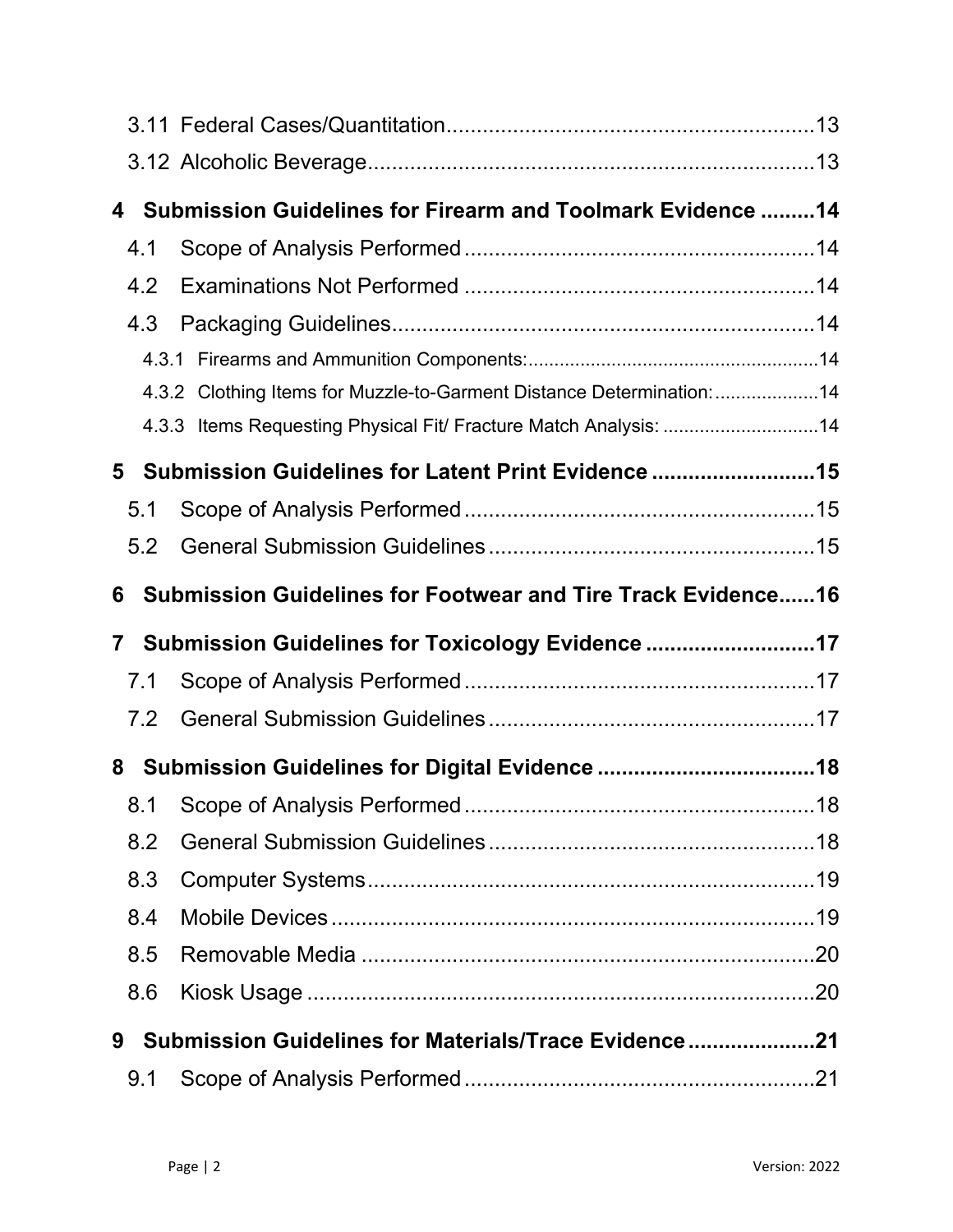3.11 Federal Cases/Quantitation....................13

3.12 Alcoholic Beverage....................13

**4 Submission Guidelines for Firearm and Toolmark Evidence ....................14**

4.1 Scope of Analysis Performed....................14

4.2 Examinations Not Performed....................14

4.3 Packaging Guidelines....................14

4.3.1 Firearms and Ammunition Components:....................14

4.3.2 Clothing Items for Muzzle-to-Garment Distance Determination:....................14

4.3.3 Items Requesting Physical Fit/ Fracture Match Analysis: ....................14

**5 Submission Guidelines for Latent Print Evidence ....................15**

5.1 Scope of Analysis Performed....................15

5.2 General Submission Guidelines....................15

**6 Submission Guidelines for Footwear and Tire Track Evidence....................16**

**7 Submission Guidelines for Toxicology Evidence ....................17**

7.1 Scope of Analysis Performed....................17

7.2 General Submission Guidelines....................17

**8 Submission Guidelines for Digital Evidence ....................18**

8.1 Scope of Analysis Performed....................18

8.2 General Submission Guidelines....................18

8.3 Computer Systems....................19

8.4 Mobile Devices....................19

8.5 Removable Media....................20

8.6 Kiosk Usage....................20

**9 Submission Guidelines for Materials/Trace Evidence....................21**

9.1 Scope of Analysis Performed....................21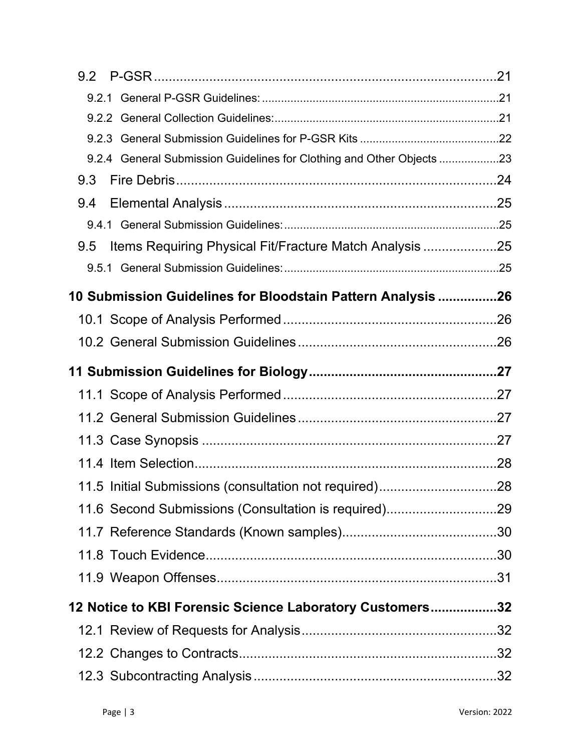9.2 P-GSR ..... 21

9.2.1 General P-GSR Guidelines: ..... 21

9.2.2 General Collection Guidelines: ..... 21

9.2.3 General Submission Guidelines for P-GSR Kits ..... 22

9.2.4 General Submission Guidelines for Clothing and Other Objects ..... 23

9.3 Fire Debris ..... 24

9.4 Elemental Analysis ..... 25

9.4.1 General Submission Guidelines: ..... 25

9.5 Items Requiring Physical Fit/Fracture Match Analysis ..... 25

9.5.1 General Submission Guidelines: ..... 25

**10 Submission Guidelines for Bloodstain Pattern Analysis ..... 26**

10.1 Scope of Analysis Performed ..... 26

10.2 General Submission Guidelines ..... 26

**11 Submission Guidelines for Biology ..... 27**

11.1 Scope of Analysis Performed ..... 27

11.2 General Submission Guidelines ..... 27

11.3 Case Synopsis ..... 27

11.4 Item Selection ..... 28

11.5 Initial Submissions (consultation not required) ..... 28

11.6 Second Submissions (Consultation is required) ..... 29

11.7 Reference Standards (Known samples) ..... 30

11.8 Touch Evidence ..... 30

11.9 Weapon Offenses ..... 31

**12 Notice to KBI Forensic Science Laboratory Customers ..... 32**

12.1 Review of Requests for Analysis ..... 32

12.2 Changes to Contracts ..... 32

12.3 Subcontracting Analysis ..... 32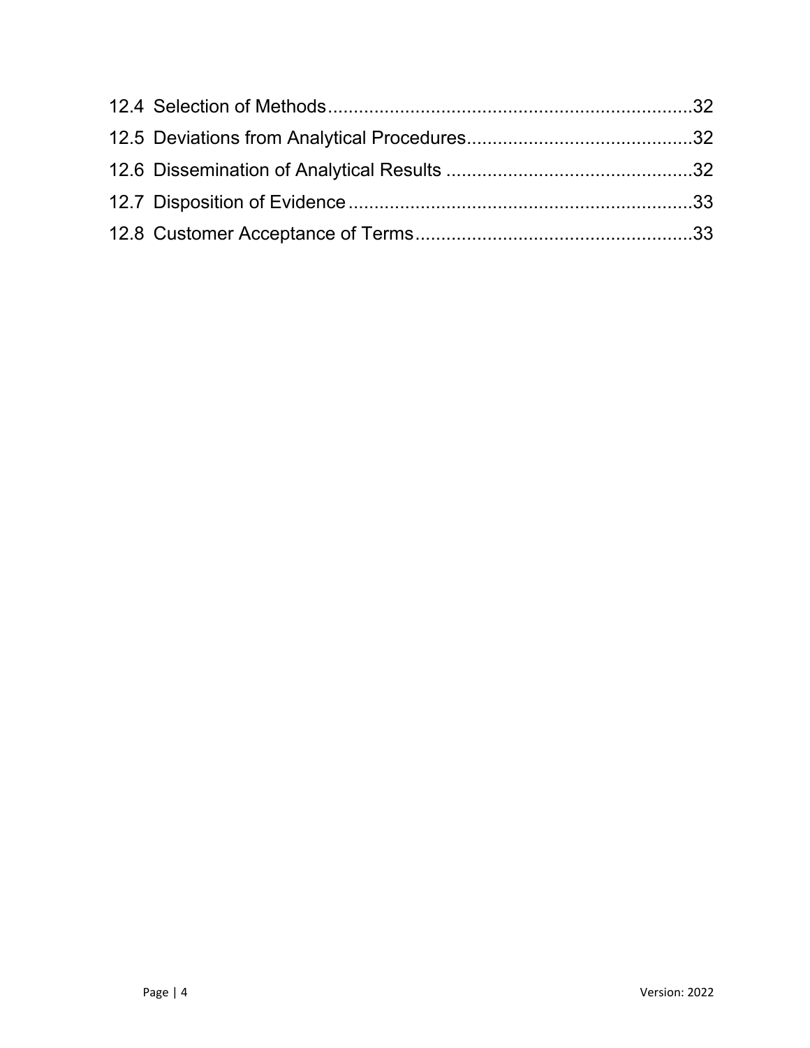12.4 Selection of Methods.......................................................................32
12.5 Deviations from Analytical Procedures............................................32
12.6 Dissemination of Analytical Results ................................................32
12.7 Disposition of Evidence...................................................................33
12.8 Customer Acceptance of Terms......................................................33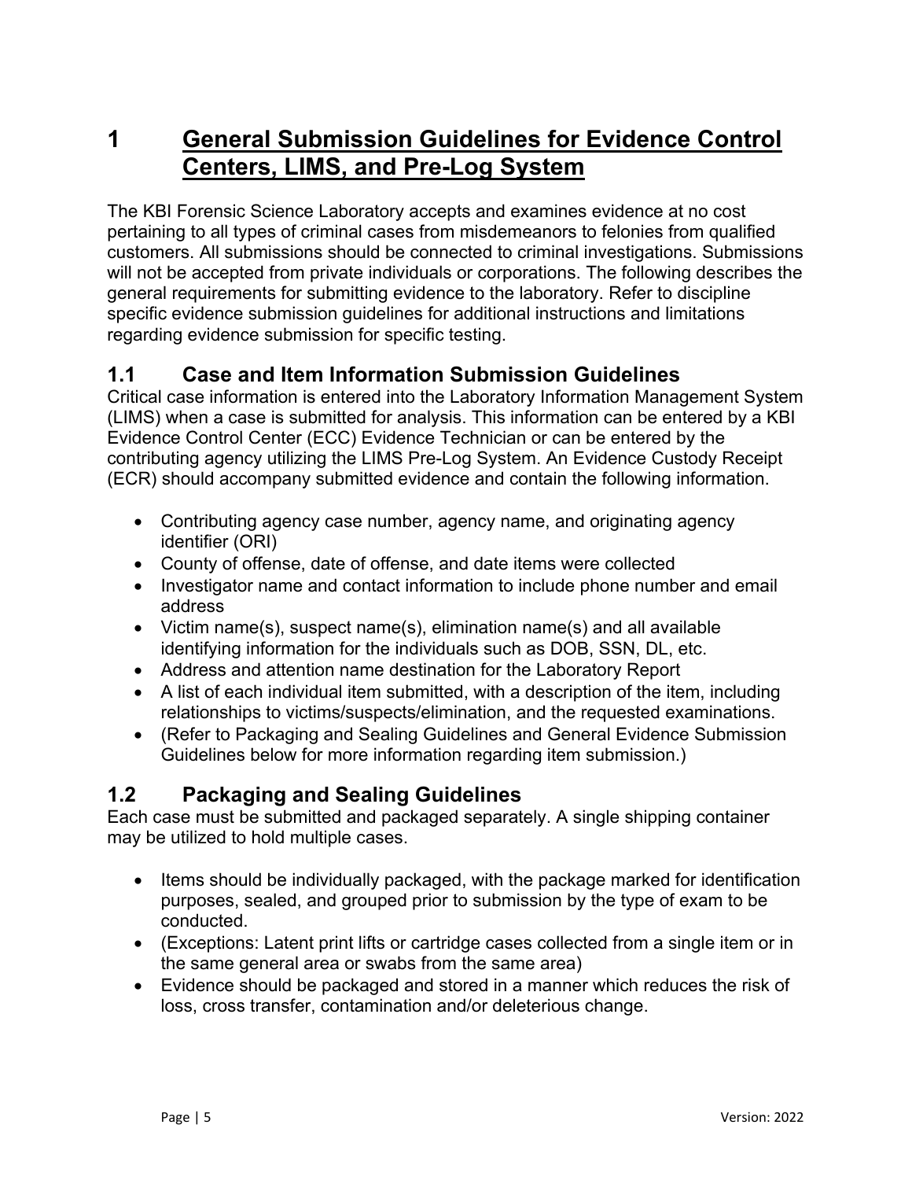# 1 General Submission Guidelines for Evidence Control Centers, LIMS, and Pre-Log System

The KBI Forensic Science Laboratory accepts and examines evidence at no cost pertaining to all types of criminal cases from misdemeanors to felonies from qualified customers. All submissions should be connected to criminal investigations. Submissions will not be accepted from private individuals or corporations. The following describes the general requirements for submitting evidence to the laboratory. Refer to discipline specific evidence submission guidelines for additional instructions and limitations regarding evidence submission for specific testing.

## 1.1 Case and Item Information Submission Guidelines

Critical case information is entered into the Laboratory Information Management System (LIMS) when a case is submitted for analysis. This information can be entered by a KBI Evidence Control Center (ECC) Evidence Technician or can be entered by the contributing agency utilizing the LIMS Pre-Log System. An Evidence Custody Receipt (ECR) should accompany submitted evidence and contain the following information.

- Contributing agency case number, agency name, and originating agency identifier (ORI)
- County of offense, date of offense, and date items were collected
- Investigator name and contact information to include phone number and email address
- Victim name(s), suspect name(s), elimination name(s) and all available identifying information for the individuals such as DOB, SSN, DL, etc.
- Address and attention name destination for the Laboratory Report
- A list of each individual item submitted, with a description of the item, including relationships to victims/suspects/elimination, and the requested examinations.
- (Refer to Packaging and Sealing Guidelines and General Evidence Submission Guidelines below for more information regarding item submission.)

## 1.2 Packaging and Sealing Guidelines

Each case must be submitted and packaged separately. A single shipping container may be utilized to hold multiple cases.

- Items should be individually packaged, with the package marked for identification purposes, sealed, and grouped prior to submission by the type of exam to be conducted.
- (Exceptions: Latent print lifts or cartridge cases collected from a single item or in the same general area or swabs from the same area)
- Evidence should be packaged and stored in a manner which reduces the risk of loss, cross transfer, contamination and/or deleterious change.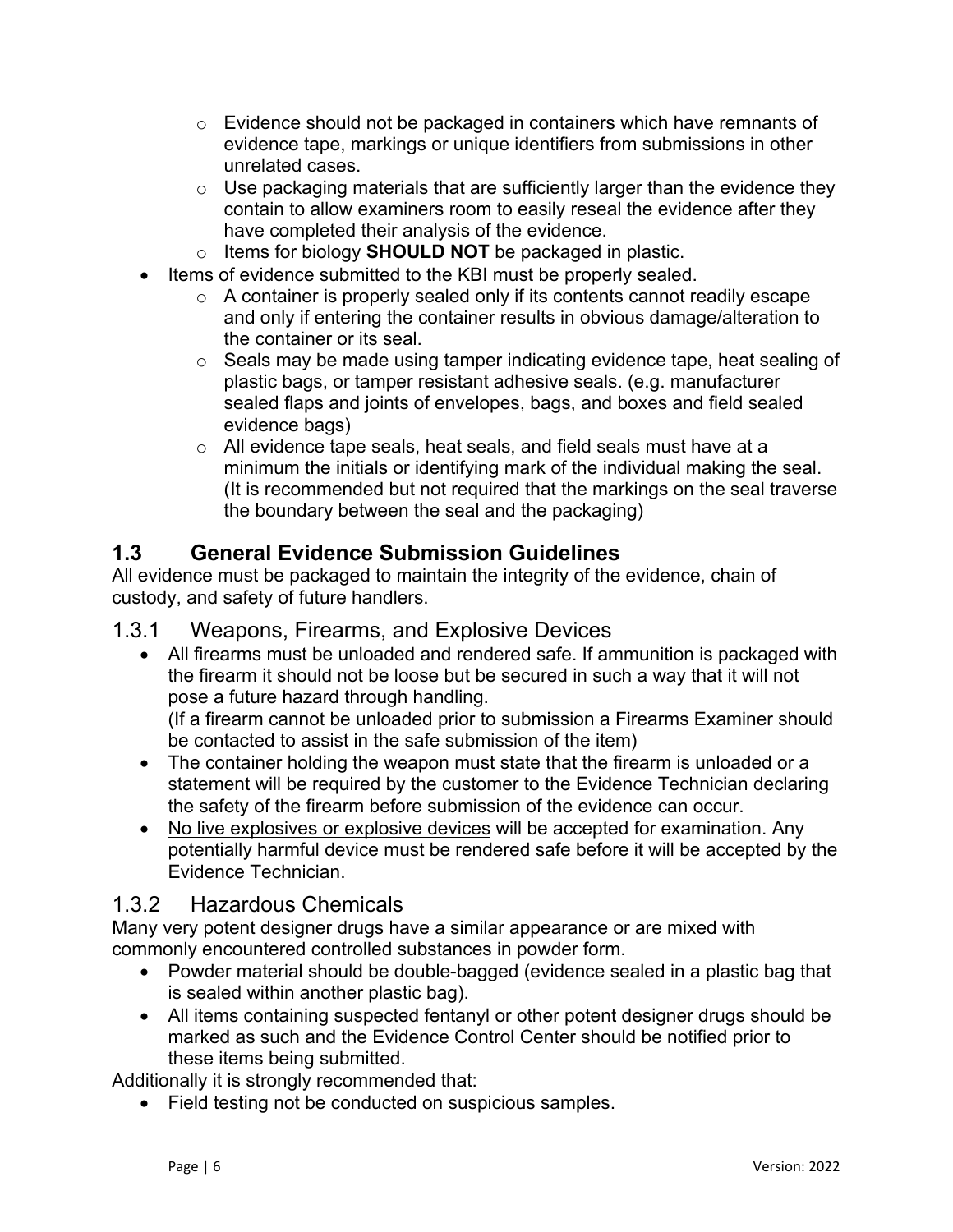- Evidence should not be packaged in containers which have remnants of evidence tape, markings or unique identifiers from submissions in other unrelated cases.
  - Use packaging materials that are sufficiently larger than the evidence they contain to allow examiners room to easily reseal the evidence after they have completed their analysis of the evidence.
  - Items for biology **SHOULD NOT** be packaged in plastic.
- Items of evidence submitted to the KBI must be properly sealed.
  - A container is properly sealed only if its contents cannot readily escape and only if entering the container results in obvious damage/alteration to the container or its seal.
  - Seals may be made using tamper indicating evidence tape, heat sealing of plastic bags, or tamper resistant adhesive seals. (e.g. manufacturer sealed flaps and joints of envelopes, bags, and boxes and field sealed evidence bags)
  - All evidence tape seals, heat seals, and field seals must have at a minimum the initials or identifying mark of the individual making the seal. (It is recommended but not required that the markings on the seal traverse the boundary between the seal and the packaging)

## 1.3 General Evidence Submission Guidelines

All evidence must be packaged to maintain the integrity of the evidence, chain of custody, and safety of future handlers.

### 1.3.1 Weapons, Firearms, and Explosive Devices

- All firearms must be unloaded and rendered safe. If ammunition is packaged with the firearm it should not be loose but be secured in such a way that it will not pose a future hazard through handling.
  (If a firearm cannot be unloaded prior to submission a Firearms Examiner should be contacted to assist in the safe submission of the item)
- The container holding the weapon must state that the firearm is unloaded or a statement will be required by the customer to the Evidence Technician declaring the safety of the firearm before submission of the evidence can occur.
- <u>No live explosives or explosive devices</u> will be accepted for examination. Any potentially harmful device must be rendered safe before it will be accepted by the Evidence Technician.

### 1.3.2 Hazardous Chemicals

Many very potent designer drugs have a similar appearance or are mixed with commonly encountered controlled substances in powder form.

- Powder material should be double-bagged (evidence sealed in a plastic bag that is sealed within another plastic bag).
- All items containing suspected fentanyl or other potent designer drugs should be marked as such and the Evidence Control Center should be notified prior to these items being submitted.

Additionally it is strongly recommended that:

- Field testing not be conducted on suspicious samples.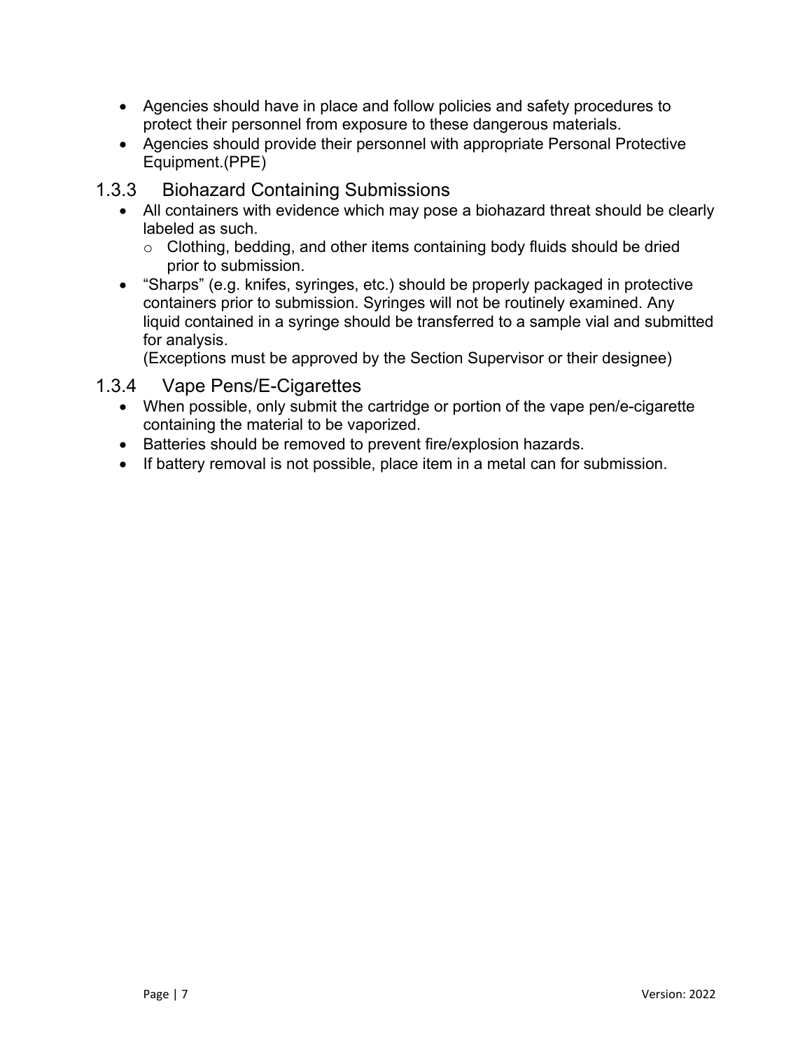- Agencies should have in place and follow policies and safety procedures to protect their personnel from exposure to these dangerous materials.
- Agencies should provide their personnel with appropriate Personal Protective Equipment.(PPE)

### 1.3.3 Biohazard Containing Submissions

- All containers with evidence which may pose a biohazard threat should be clearly labeled as such.
  - Clothing, bedding, and other items containing body fluids should be dried prior to submission.
- "Sharps" (e.g. knifes, syringes, etc.) should be properly packaged in protective containers prior to submission. Syringes will not be routinely examined. Any liquid contained in a syringe should be transferred to a sample vial and submitted for analysis.
  (Exceptions must be approved by the Section Supervisor or their designee)

### 1.3.4 Vape Pens/E-Cigarettes

- When possible, only submit the cartridge or portion of the vape pen/e-cigarette containing the material to be vaporized.
- Batteries should be removed to prevent fire/explosion hazards.
- If battery removal is not possible, place item in a metal can for submission.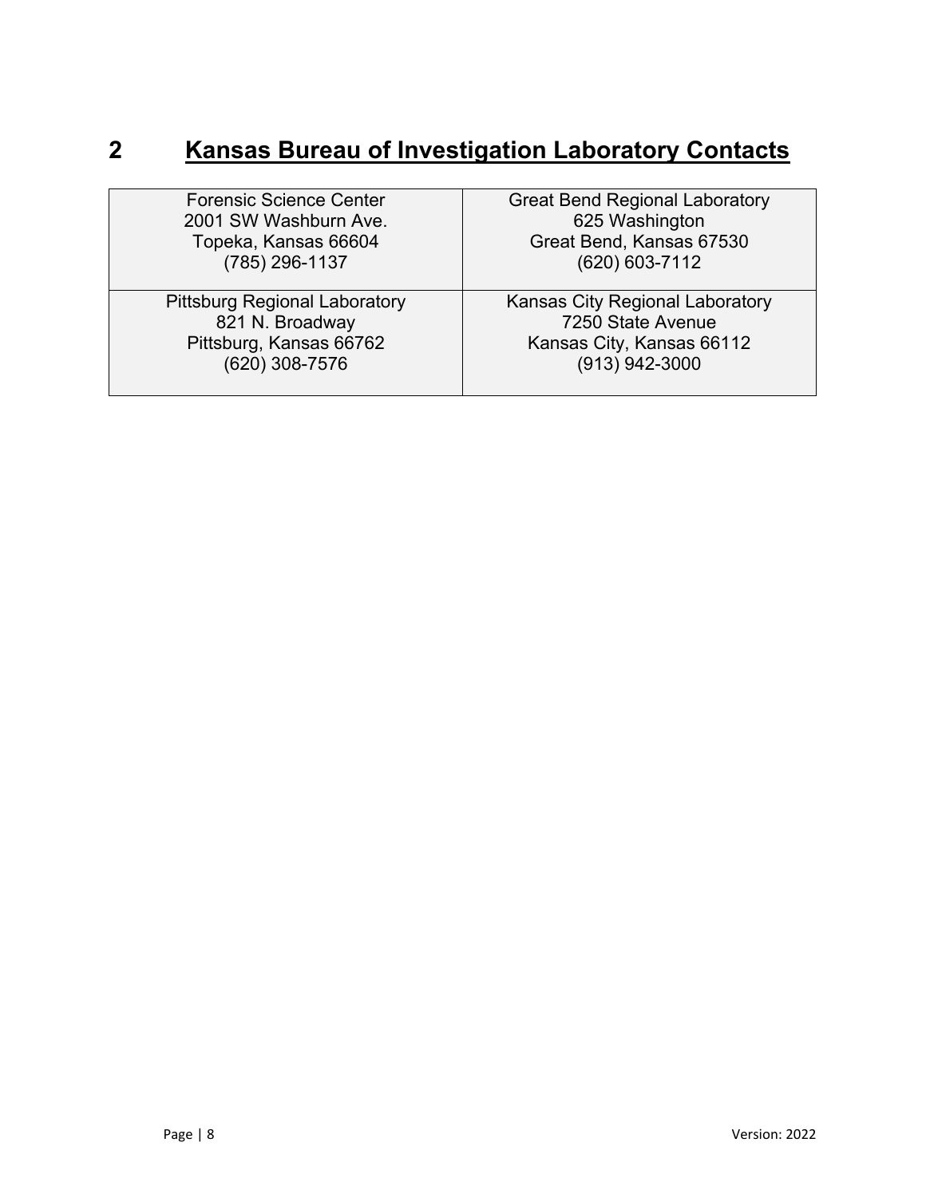# 2 Kansas Bureau of Investigation Laboratory Contacts

| | |
|---|---|
| Forensic Science Center<br>2001 SW Washburn Ave.<br>Topeka, Kansas 66604<br>(785) 296-1137 | Great Bend Regional Laboratory<br>625 Washington<br>Great Bend, Kansas 67530<br>(620) 603-7112 |
| Pittsburg Regional Laboratory<br>821 N. Broadway<br>Pittsburg, Kansas 66762<br>(620) 308-7576 | Kansas City Regional Laboratory<br>7250 State Avenue<br>Kansas City, Kansas 66112<br>(913) 942-3000 |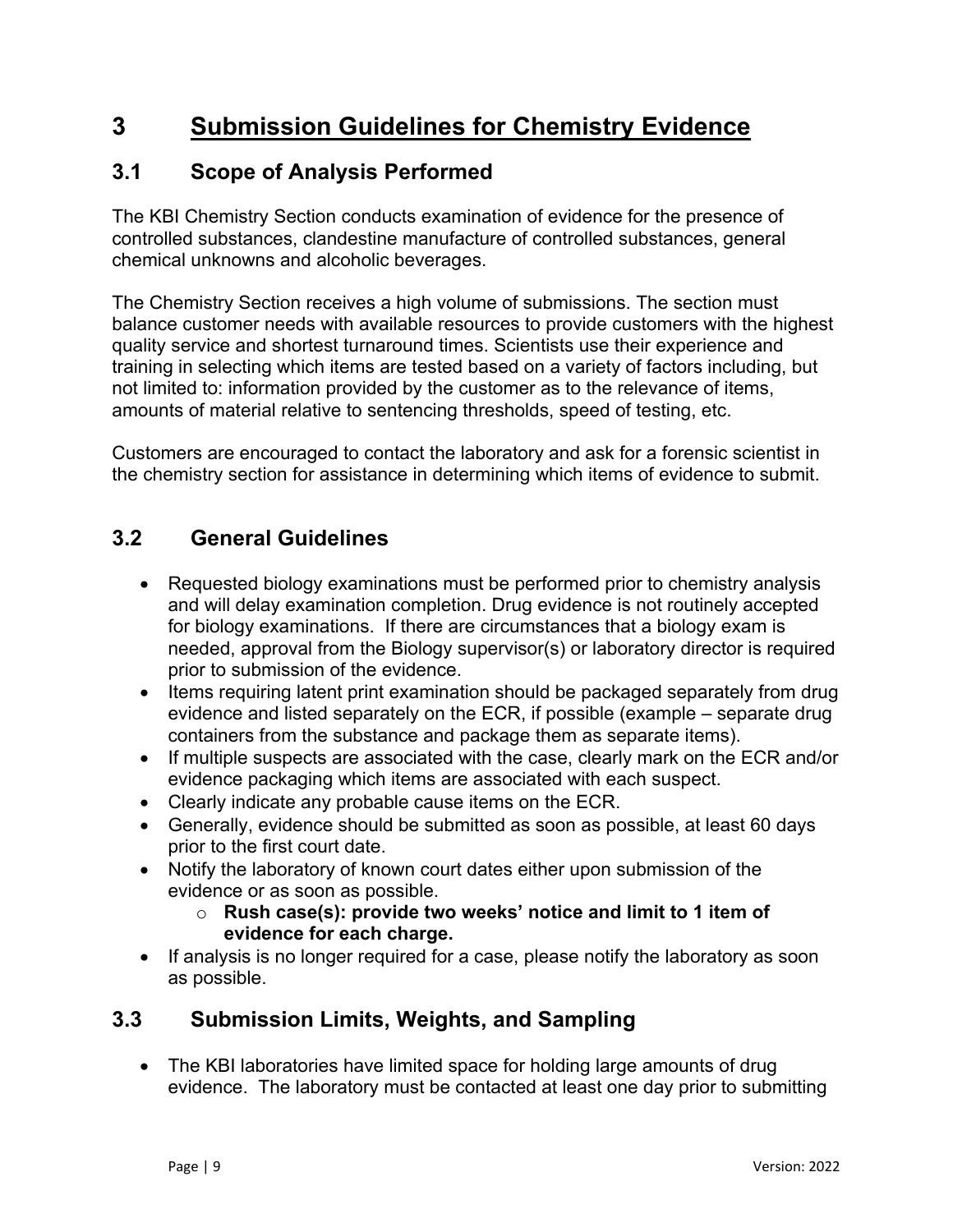# 3 Submission Guidelines for Chemistry Evidence

## 3.1 Scope of Analysis Performed

The KBI Chemistry Section conducts examination of evidence for the presence of controlled substances, clandestine manufacture of controlled substances, general chemical unknowns and alcoholic beverages.

The Chemistry Section receives a high volume of submissions. The section must balance customer needs with available resources to provide customers with the highest quality service and shortest turnaround times. Scientists use their experience and training in selecting which items are tested based on a variety of factors including, but not limited to: information provided by the customer as to the relevance of items, amounts of material relative to sentencing thresholds, speed of testing, etc.

Customers are encouraged to contact the laboratory and ask for a forensic scientist in the chemistry section for assistance in determining which items of evidence to submit.

## 3.2 General Guidelines

- Requested biology examinations must be performed prior to chemistry analysis and will delay examination completion. Drug evidence is not routinely accepted for biology examinations. If there are circumstances that a biology exam is needed, approval from the Biology supervisor(s) or laboratory director is required prior to submission of the evidence.
- Items requiring latent print examination should be packaged separately from drug evidence and listed separately on the ECR, if possible (example – separate drug containers from the substance and package them as separate items).
- If multiple suspects are associated with the case, clearly mark on the ECR and/or evidence packaging which items are associated with each suspect.
- Clearly indicate any probable cause items on the ECR.
- Generally, evidence should be submitted as soon as possible, at least 60 days prior to the first court date.
- Notify the laboratory of known court dates either upon submission of the evidence or as soon as possible.
    - **Rush case(s): provide two weeks' notice and limit to 1 item of evidence for each charge.**
- If analysis is no longer required for a case, please notify the laboratory as soon as possible.

## 3.3 Submission Limits, Weights, and Sampling

- The KBI laboratories have limited space for holding large amounts of drug evidence. The laboratory must be contacted at least one day prior to submitting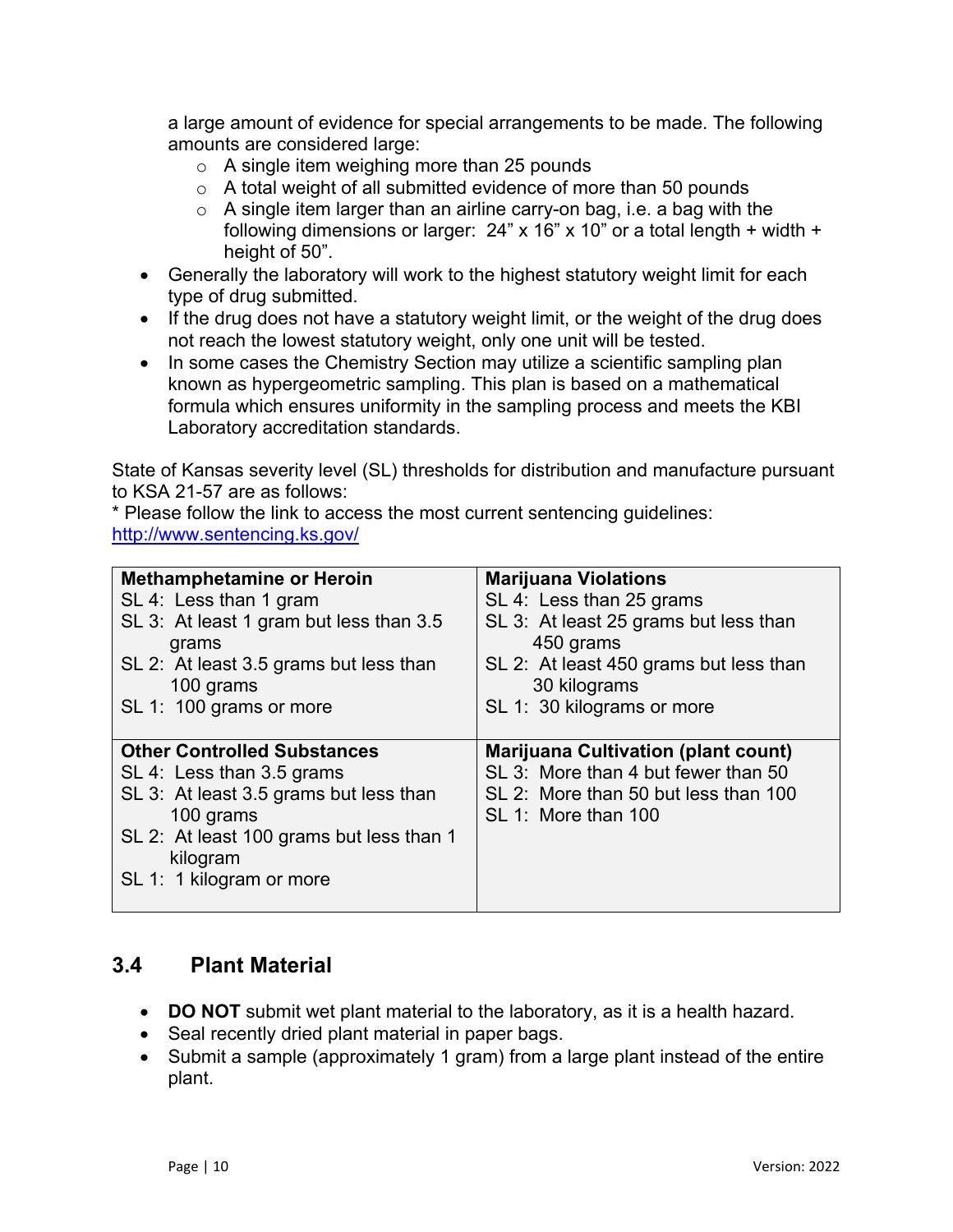a large amount of evidence for special arrangements to be made. The following amounts are considered large:
    - A single item weighing more than 25 pounds
    - A total weight of all submitted evidence of more than 50 pounds
    - A single item larger than an airline carry-on bag, i.e. a bag with the following dimensions or larger: 24" x 16" x 10" or a total length + width + height of 50".
- Generally the laboratory will work to the highest statutory weight limit for each type of drug submitted.
- If the drug does not have a statutory weight limit, or the weight of the drug does not reach the lowest statutory weight, only one unit will be tested.
- In some cases the Chemistry Section may utilize a scientific sampling plan known as hypergeometric sampling. This plan is based on a mathematical formula which ensures uniformity in the sampling process and meets the KBI Laboratory accreditation standards.

State of Kansas severity level (SL) thresholds for distribution and manufacture pursuant to KSA 21-57 are as follows:
* Please follow the link to access the most current sentencing guidelines: http://www.sentencing.ks.gov/

| **Methamphetamine or Heroin** | **Marijuana Violations** |
|---|---|
| SL 4: Less than 1 gram<br>SL 3: At least 1 gram but less than 3.5 grams<br>SL 2: At least 3.5 grams but less than 100 grams<br>SL 1: 100 grams or more | SL 4: Less than 25 grams<br>SL 3: At least 25 grams but less than 450 grams<br>SL 2: At least 450 grams but less than 30 kilograms<br>SL 1: 30 kilograms or more |
| **Other Controlled Substances** | **Marijuana Cultivation (plant count)** |
| SL 4: Less than 3.5 grams<br>SL 3: At least 3.5 grams but less than 100 grams<br>SL 2: At least 100 grams but less than 1 kilogram<br>SL 1: 1 kilogram or more | SL 3: More than 4 but fewer than 50<br>SL 2: More than 50 but less than 100<br>SL 1: More than 100 |

## 3.4 Plant Material

- **DO NOT** submit wet plant material to the laboratory, as it is a health hazard.
- Seal recently dried plant material in paper bags.
- Submit a sample (approximately 1 gram) from a large plant instead of the entire plant.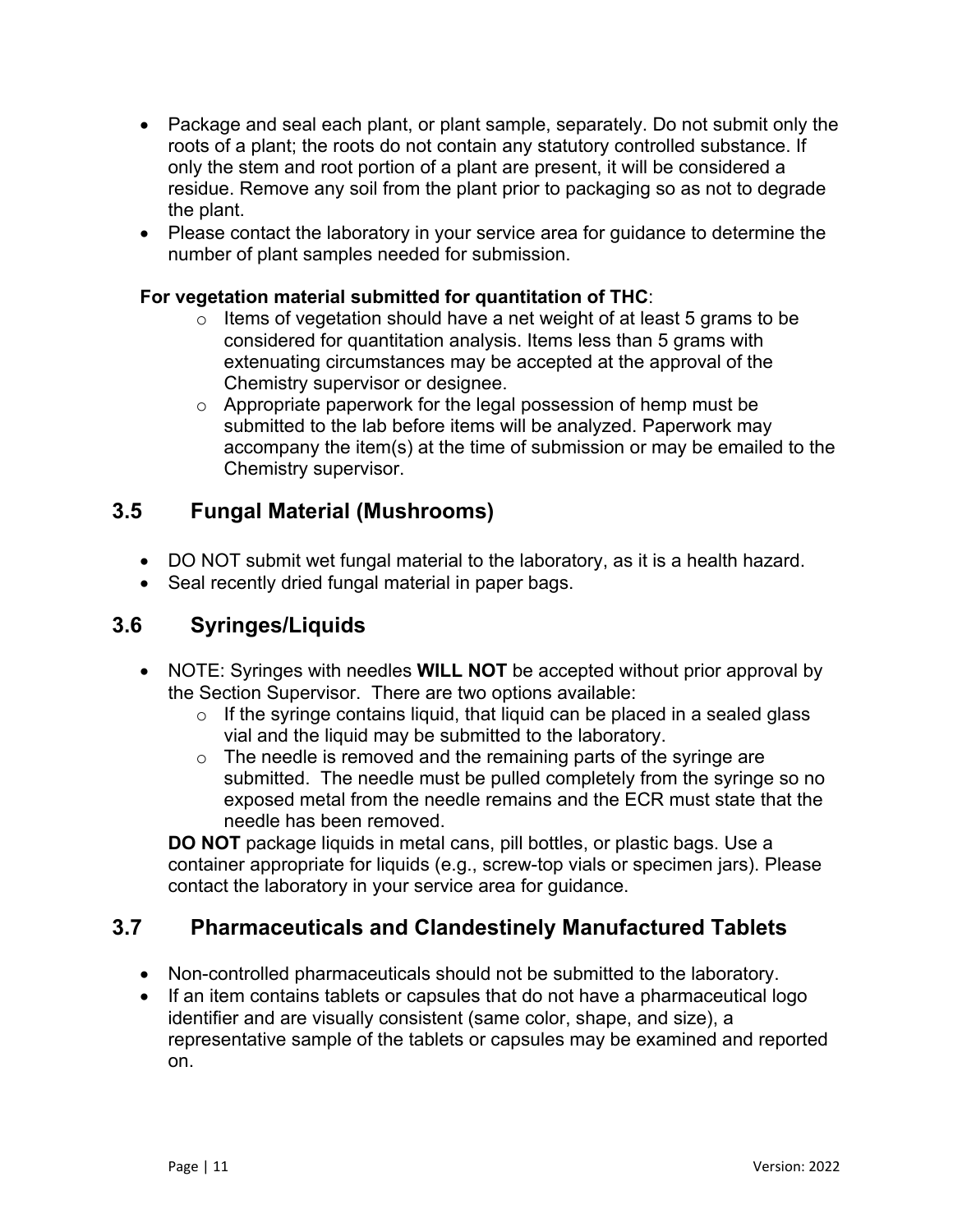- Package and seal each plant, or plant sample, separately. Do not submit only the roots of a plant; the roots do not contain any statutory controlled substance. If only the stem and root portion of a plant are present, it will be considered a residue. Remove any soil from the plant prior to packaging so as not to degrade the plant.
- Please contact the laboratory in your service area for guidance to determine the number of plant samples needed for submission.

**For vegetation material submitted for quantitation of THC**:

- Items of vegetation should have a net weight of at least 5 grams to be considered for quantitation analysis. Items less than 5 grams with extenuating circumstances may be accepted at the approval of the Chemistry supervisor or designee.
- Appropriate paperwork for the legal possession of hemp must be submitted to the lab before items will be analyzed. Paperwork may accompany the item(s) at the time of submission or may be emailed to the Chemistry supervisor.

## 3.5 Fungal Material (Mushrooms)

- DO NOT submit wet fungal material to the laboratory, as it is a health hazard.
- Seal recently dried fungal material in paper bags.

## 3.6 Syringes/Liquids

- NOTE: Syringes with needles **WILL NOT** be accepted without prior approval by the Section Supervisor. There are two options available:
  - If the syringe contains liquid, that liquid can be placed in a sealed glass vial and the liquid may be submitted to the laboratory.
  - The needle is removed and the remaining parts of the syringe are submitted. The needle must be pulled completely from the syringe so no exposed metal from the needle remains and the ECR must state that the needle has been removed.

  **DO NOT** package liquids in metal cans, pill bottles, or plastic bags. Use a container appropriate for liquids (e.g., screw-top vials or specimen jars). Please contact the laboratory in your service area for guidance.

## 3.7 Pharmaceuticals and Clandestinely Manufactured Tablets

- Non-controlled pharmaceuticals should not be submitted to the laboratory.
- If an item contains tablets or capsules that do not have a pharmaceutical logo identifier and are visually consistent (same color, shape, and size), a representative sample of the tablets or capsules may be examined and reported on.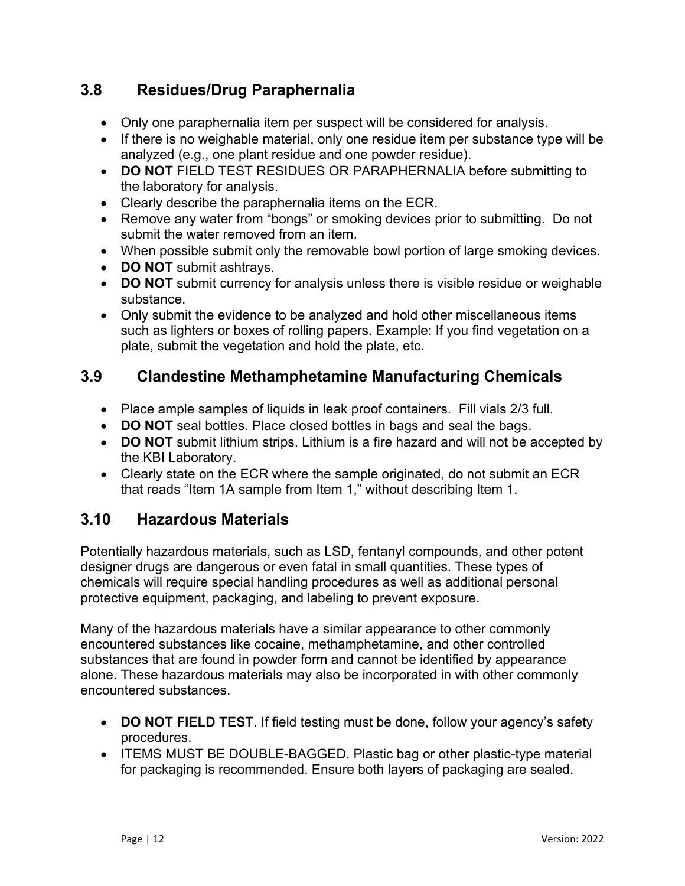## 3.8 Residues/Drug Paraphernalia

- Only one paraphernalia item per suspect will be considered for analysis.
- If there is no weighable material, only one residue item per substance type will be analyzed (e.g., one plant residue and one powder residue).
- **DO NOT** FIELD TEST RESIDUES OR PARAPHERNALIA before submitting to the laboratory for analysis.
- Clearly describe the paraphernalia items on the ECR.
- Remove any water from "bongs" or smoking devices prior to submitting. Do not submit the water removed from an item.
- When possible submit only the removable bowl portion of large smoking devices.
- **DO NOT** submit ashtrays.
- **DO NOT** submit currency for analysis unless there is visible residue or weighable substance.
- Only submit the evidence to be analyzed and hold other miscellaneous items such as lighters or boxes of rolling papers. Example: If you find vegetation on a plate, submit the vegetation and hold the plate, etc.

## 3.9 Clandestine Methamphetamine Manufacturing Chemicals

- Place ample samples of liquids in leak proof containers. Fill vials 2/3 full.
- **DO NOT** seal bottles. Place closed bottles in bags and seal the bags.
- **DO NOT** submit lithium strips. Lithium is a fire hazard and will not be accepted by the KBI Laboratory.
- Clearly state on the ECR where the sample originated, do not submit an ECR that reads "Item 1A sample from Item 1," without describing Item 1.

## 3.10 Hazardous Materials

Potentially hazardous materials, such as LSD, fentanyl compounds, and other potent designer drugs are dangerous or even fatal in small quantities. These types of chemicals will require special handling procedures as well as additional personal protective equipment, packaging, and labeling to prevent exposure.

Many of the hazardous materials have a similar appearance to other commonly encountered substances like cocaine, methamphetamine, and other controlled substances that are found in powder form and cannot be identified by appearance alone. These hazardous materials may also be incorporated in with other commonly encountered substances.

- **DO NOT FIELD TEST**. If field testing must be done, follow your agency's safety procedures.
- ITEMS MUST BE DOUBLE-BAGGED. Plastic bag or other plastic-type material for packaging is recommended. Ensure both layers of packaging are sealed.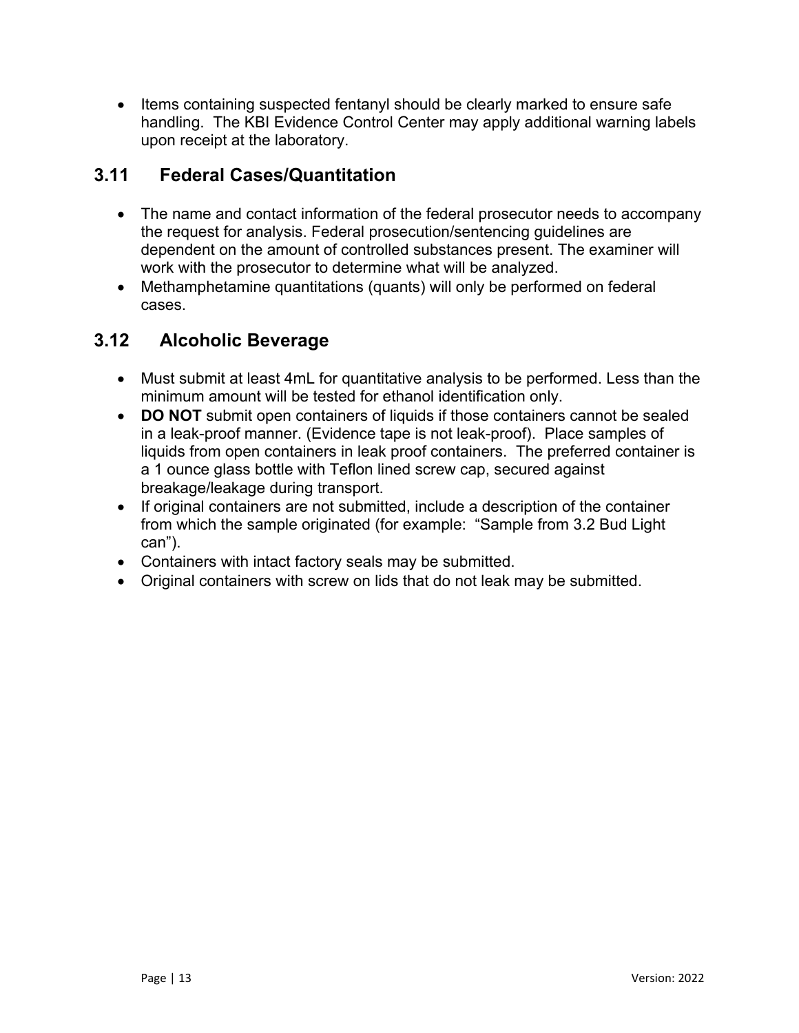- Items containing suspected fentanyl should be clearly marked to ensure safe handling. The KBI Evidence Control Center may apply additional warning labels upon receipt at the laboratory.

## 3.11 Federal Cases/Quantitation

- The name and contact information of the federal prosecutor needs to accompany the request for analysis. Federal prosecution/sentencing guidelines are dependent on the amount of controlled substances present. The examiner will work with the prosecutor to determine what will be analyzed.
- Methamphetamine quantitations (quants) will only be performed on federal cases.

## 3.12 Alcoholic Beverage

- Must submit at least 4mL for quantitative analysis to be performed. Less than the minimum amount will be tested for ethanol identification only.
- **DO NOT** submit open containers of liquids if those containers cannot be sealed in a leak-proof manner. (Evidence tape is not leak-proof). Place samples of liquids from open containers in leak proof containers. The preferred container is a 1 ounce glass bottle with Teflon lined screw cap, secured against breakage/leakage during transport.
- If original containers are not submitted, include a description of the container from which the sample originated (for example: "Sample from 3.2 Bud Light can").
- Containers with intact factory seals may be submitted.
- Original containers with screw on lids that do not leak may be submitted.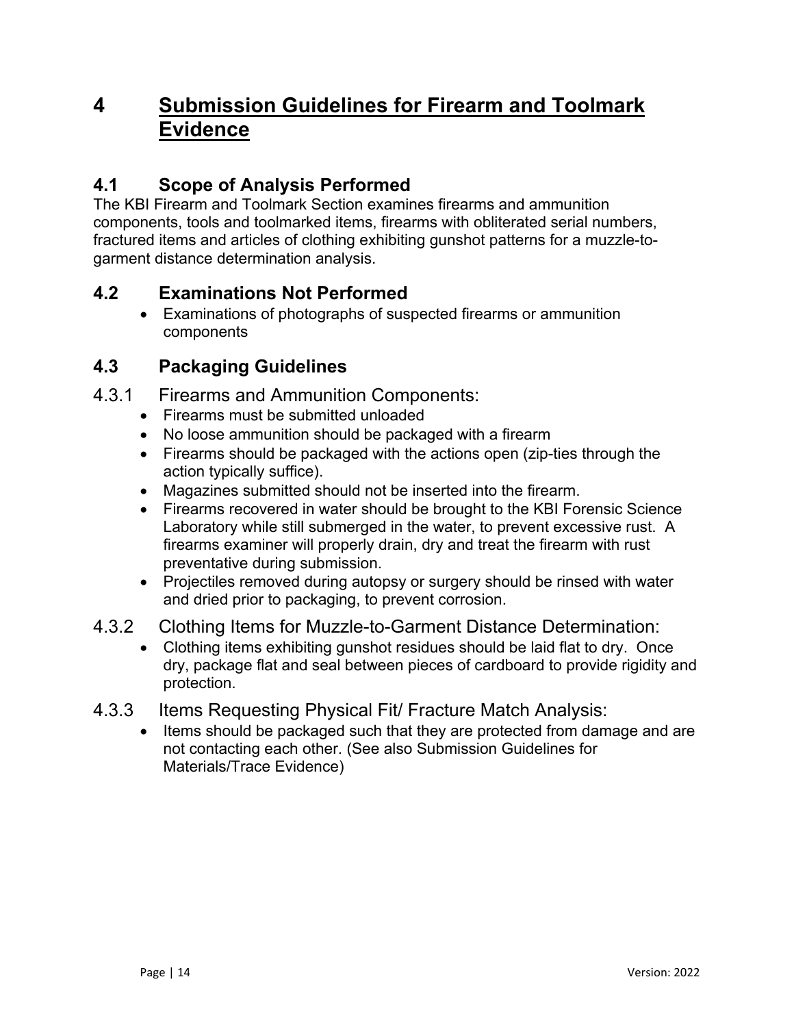# 4 Submission Guidelines for Firearm and Toolmark Evidence

## 4.1 Scope of Analysis Performed

The KBI Firearm and Toolmark Section examines firearms and ammunition components, tools and toolmarked items, firearms with obliterated serial numbers, fractured items and articles of clothing exhibiting gunshot patterns for a muzzle-to-garment distance determination analysis.

## 4.2 Examinations Not Performed

- Examinations of photographs of suspected firearms or ammunition components

## 4.3 Packaging Guidelines

### 4.3.1 Firearms and Ammunition Components:

- Firearms must be submitted unloaded
- No loose ammunition should be packaged with a firearm
- Firearms should be packaged with the actions open (zip-ties through the action typically suffice).
- Magazines submitted should not be inserted into the firearm.
- Firearms recovered in water should be brought to the KBI Forensic Science Laboratory while still submerged in the water, to prevent excessive rust. A firearms examiner will properly drain, dry and treat the firearm with rust preventative during submission.
- Projectiles removed during autopsy or surgery should be rinsed with water and dried prior to packaging, to prevent corrosion.

### 4.3.2 Clothing Items for Muzzle-to-Garment Distance Determination:

- Clothing items exhibiting gunshot residues should be laid flat to dry. Once dry, package flat and seal between pieces of cardboard to provide rigidity and protection.

### 4.3.3 Items Requesting Physical Fit/ Fracture Match Analysis:

- Items should be packaged such that they are protected from damage and are not contacting each other. (See also Submission Guidelines for Materials/Trace Evidence)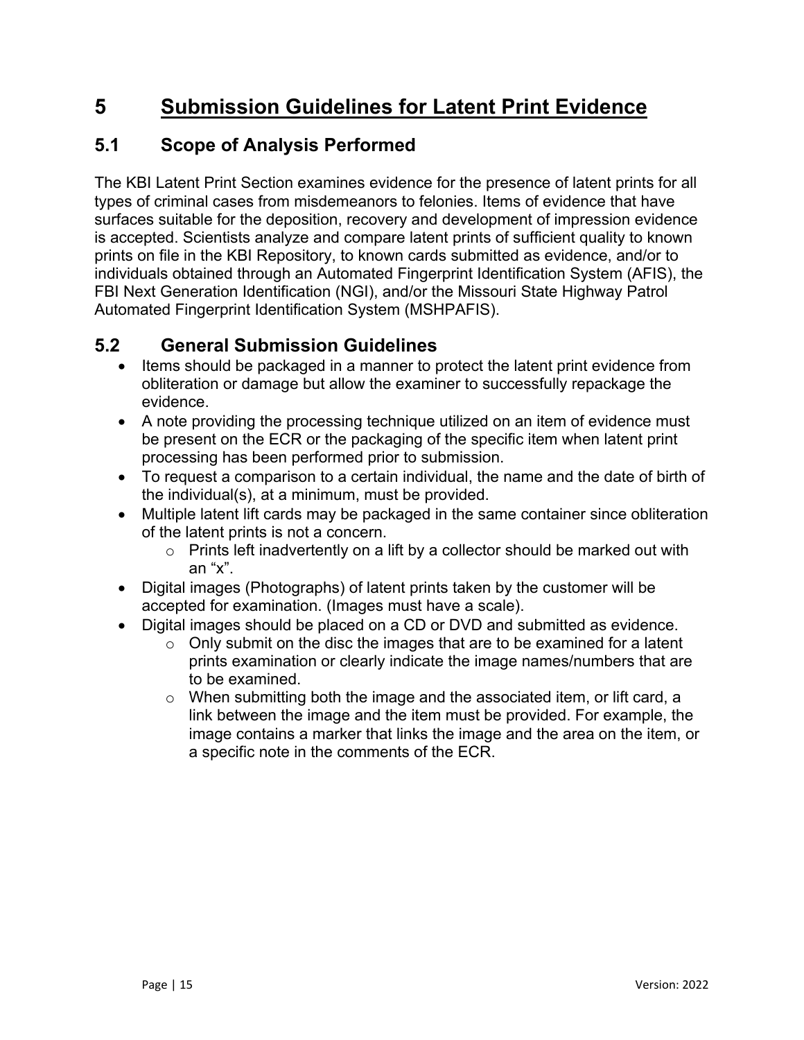# 5 Submission Guidelines for Latent Print Evidence

## 5.1 Scope of Analysis Performed

The KBI Latent Print Section examines evidence for the presence of latent prints for all types of criminal cases from misdemeanors to felonies. Items of evidence that have surfaces suitable for the deposition, recovery and development of impression evidence is accepted. Scientists analyze and compare latent prints of sufficient quality to known prints on file in the KBI Repository, to known cards submitted as evidence, and/or to individuals obtained through an Automated Fingerprint Identification System (AFIS), the FBI Next Generation Identification (NGI), and/or the Missouri State Highway Patrol Automated Fingerprint Identification System (MSHPAFIS).

## 5.2 General Submission Guidelines

- Items should be packaged in a manner to protect the latent print evidence from obliteration or damage but allow the examiner to successfully repackage the evidence.
- A note providing the processing technique utilized on an item of evidence must be present on the ECR or the packaging of the specific item when latent print processing has been performed prior to submission.
- To request a comparison to a certain individual, the name and the date of birth of the individual(s), at a minimum, must be provided.
- Multiple latent lift cards may be packaged in the same container since obliteration of the latent prints is not a concern.
  - Prints left inadvertently on a lift by a collector should be marked out with an "x".
- Digital images (Photographs) of latent prints taken by the customer will be accepted for examination. (Images must have a scale).
- Digital images should be placed on a CD or DVD and submitted as evidence.
  - Only submit on the disc the images that are to be examined for a latent prints examination or clearly indicate the image names/numbers that are to be examined.
  - When submitting both the image and the associated item, or lift card, a link between the image and the item must be provided. For example, the image contains a marker that links the image and the area on the item, or a specific note in the comments of the ECR.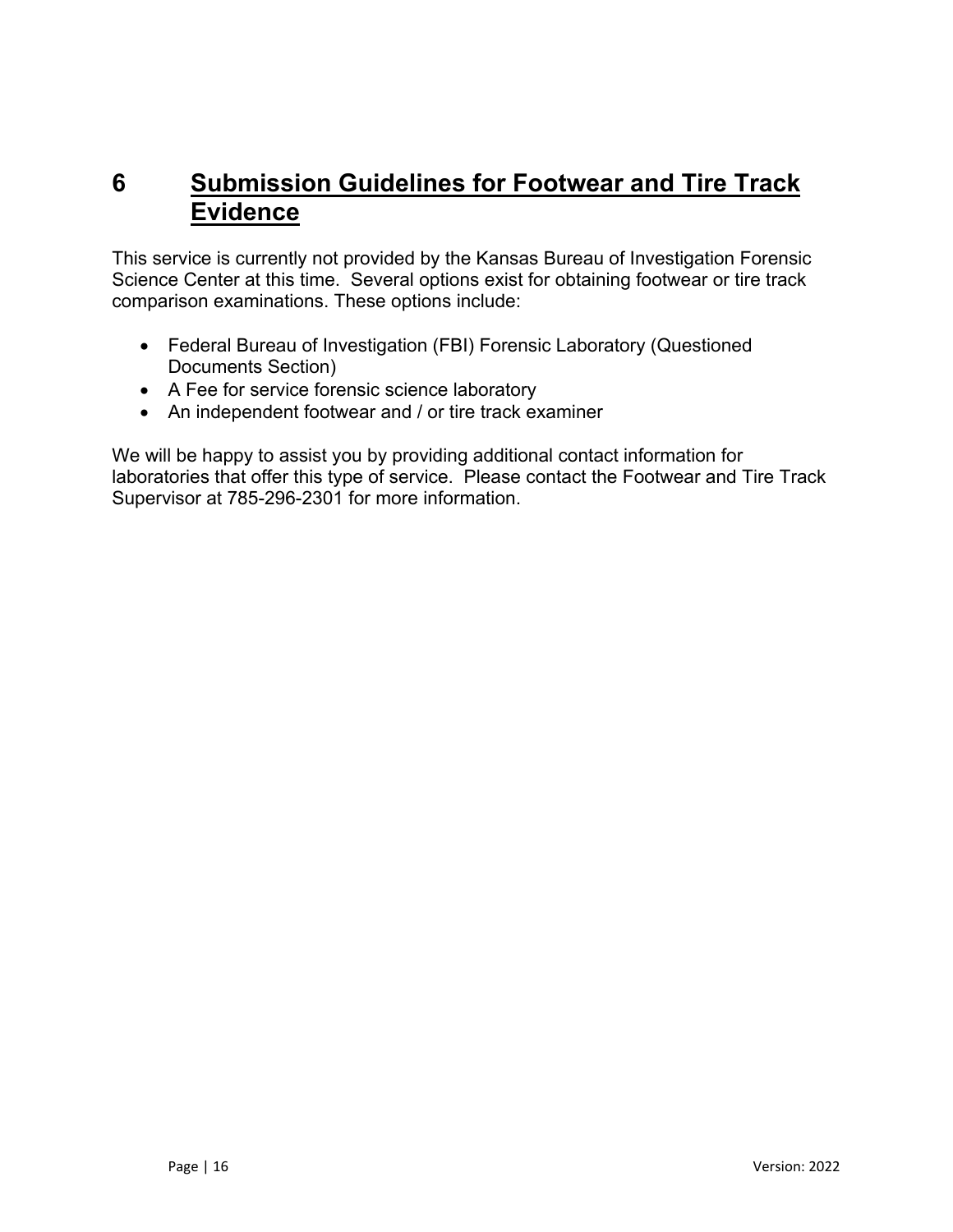# 6 Submission Guidelines for Footwear and Tire Track Evidence

This service is currently not provided by the Kansas Bureau of Investigation Forensic Science Center at this time. Several options exist for obtaining footwear or tire track comparison examinations. These options include:

- Federal Bureau of Investigation (FBI) Forensic Laboratory (Questioned Documents Section)
- A Fee for service forensic science laboratory
- An independent footwear and / or tire track examiner

We will be happy to assist you by providing additional contact information for laboratories that offer this type of service. Please contact the Footwear and Tire Track Supervisor at 785-296-2301 for more information.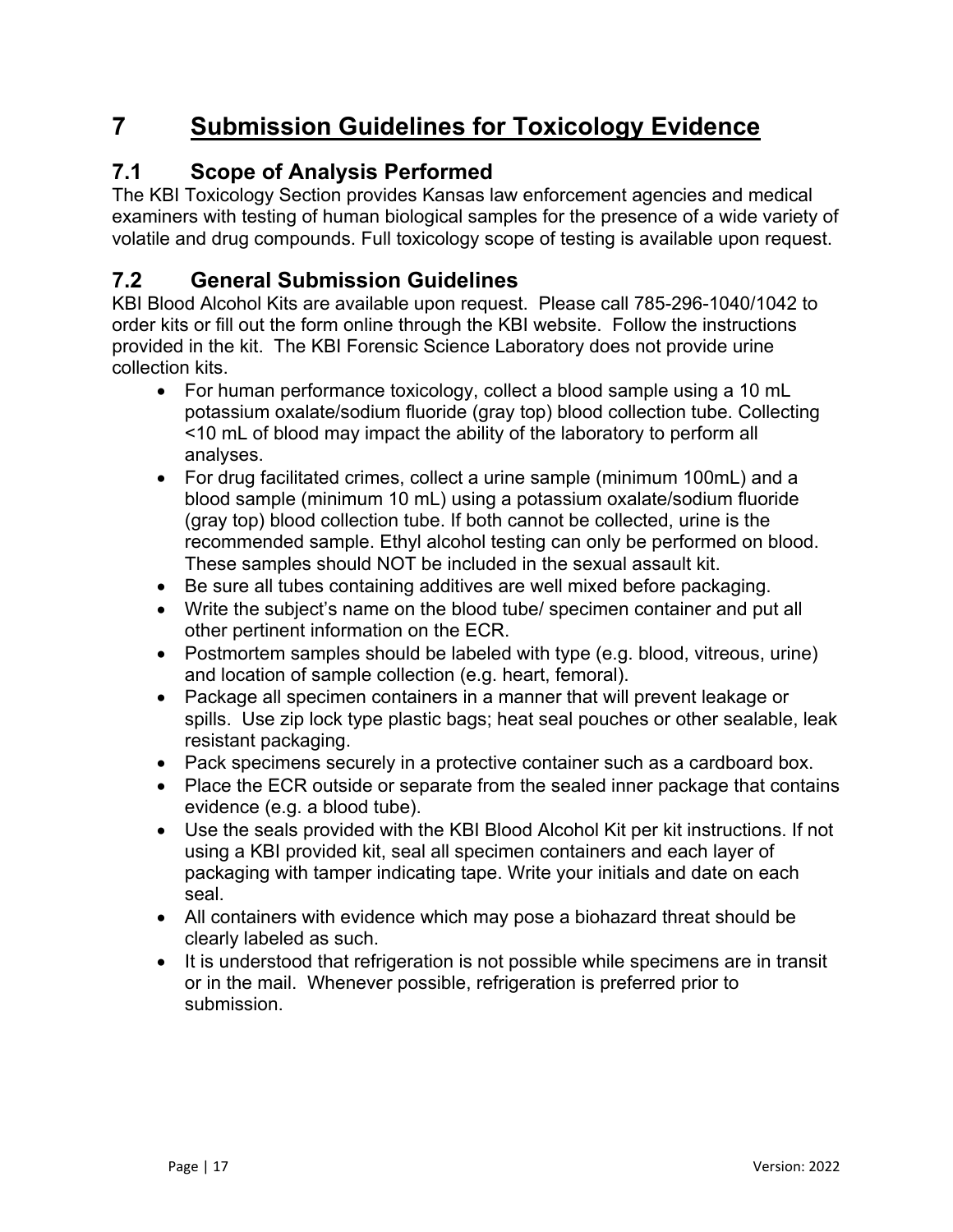# 7 Submission Guidelines for Toxicology Evidence

## 7.1 Scope of Analysis Performed

The KBI Toxicology Section provides Kansas law enforcement agencies and medical examiners with testing of human biological samples for the presence of a wide variety of volatile and drug compounds. Full toxicology scope of testing is available upon request.

## 7.2 General Submission Guidelines

KBI Blood Alcohol Kits are available upon request. Please call 785-296-1040/1042 to order kits or fill out the form online through the KBI website. Follow the instructions provided in the kit. The KBI Forensic Science Laboratory does not provide urine collection kits.

- For human performance toxicology, collect a blood sample using a 10 mL potassium oxalate/sodium fluoride (gray top) blood collection tube. Collecting <10 mL of blood may impact the ability of the laboratory to perform all analyses.
- For drug facilitated crimes, collect a urine sample (minimum 100mL) and a blood sample (minimum 10 mL) using a potassium oxalate/sodium fluoride (gray top) blood collection tube. If both cannot be collected, urine is the recommended sample. Ethyl alcohol testing can only be performed on blood. These samples should NOT be included in the sexual assault kit.
- Be sure all tubes containing additives are well mixed before packaging.
- Write the subject's name on the blood tube/ specimen container and put all other pertinent information on the ECR.
- Postmortem samples should be labeled with type (e.g. blood, vitreous, urine) and location of sample collection (e.g. heart, femoral).
- Package all specimen containers in a manner that will prevent leakage or spills. Use zip lock type plastic bags; heat seal pouches or other sealable, leak resistant packaging.
- Pack specimens securely in a protective container such as a cardboard box.
- Place the ECR outside or separate from the sealed inner package that contains evidence (e.g. a blood tube).
- Use the seals provided with the KBI Blood Alcohol Kit per kit instructions. If not using a KBI provided kit, seal all specimen containers and each layer of packaging with tamper indicating tape. Write your initials and date on each seal.
- All containers with evidence which may pose a biohazard threat should be clearly labeled as such.
- It is understood that refrigeration is not possible while specimens are in transit or in the mail. Whenever possible, refrigeration is preferred prior to submission.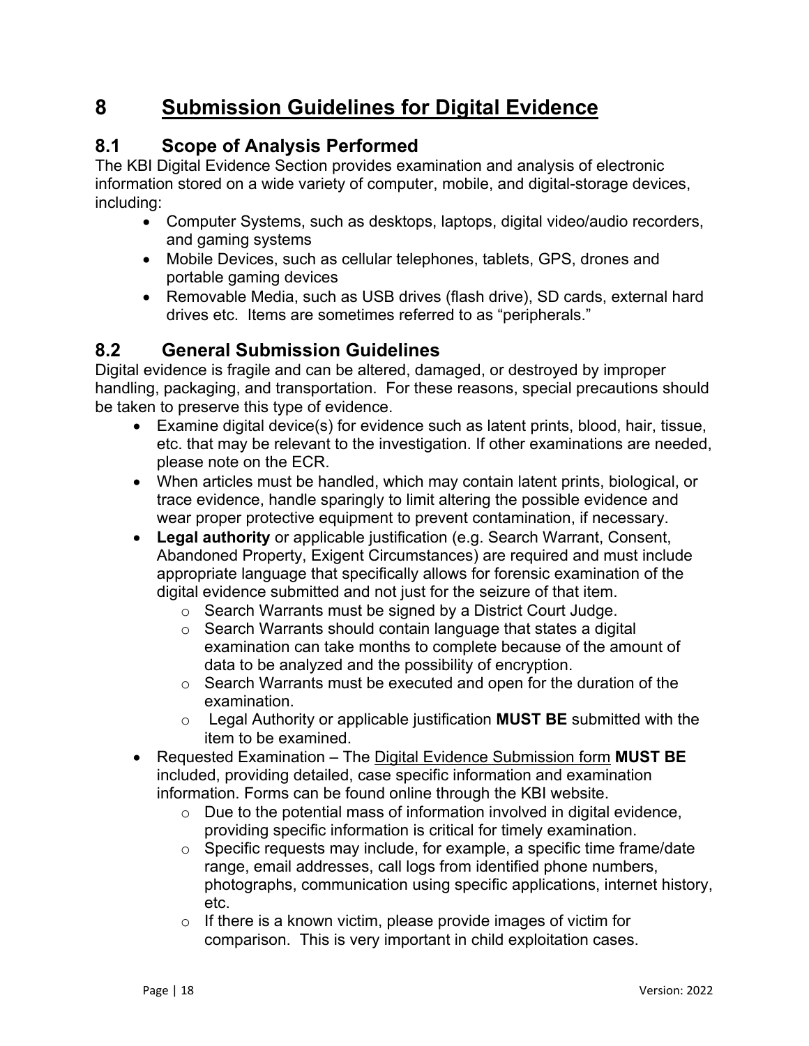# 8 Submission Guidelines for Digital Evidence

## 8.1 Scope of Analysis Performed

The KBI Digital Evidence Section provides examination and analysis of electronic information stored on a wide variety of computer, mobile, and digital-storage devices, including:

- Computer Systems, such as desktops, laptops, digital video/audio recorders, and gaming systems
- Mobile Devices, such as cellular telephones, tablets, GPS, drones and portable gaming devices
- Removable Media, such as USB drives (flash drive), SD cards, external hard drives etc. Items are sometimes referred to as "peripherals."

## 8.2 General Submission Guidelines

Digital evidence is fragile and can be altered, damaged, or destroyed by improper handling, packaging, and transportation. For these reasons, special precautions should be taken to preserve this type of evidence.

- Examine digital device(s) for evidence such as latent prints, blood, hair, tissue, etc. that may be relevant to the investigation. If other examinations are needed, please note on the ECR.
- When articles must be handled, which may contain latent prints, biological, or trace evidence, handle sparingly to limit altering the possible evidence and wear proper protective equipment to prevent contamination, if necessary.
- **Legal authority** or applicable justification (e.g. Search Warrant, Consent, Abandoned Property, Exigent Circumstances) are required and must include appropriate language that specifically allows for forensic examination of the digital evidence submitted and not just for the seizure of that item.
  - Search Warrants must be signed by a District Court Judge.
  - Search Warrants should contain language that states a digital examination can take months to complete because of the amount of data to be analyzed and the possibility of encryption.
  - Search Warrants must be executed and open for the duration of the examination.
  - Legal Authority or applicable justification **MUST BE** submitted with the item to be examined.
- Requested Examination – The Digital Evidence Submission form **MUST BE** included, providing detailed, case specific information and examination information. Forms can be found online through the KBI website.
  - Due to the potential mass of information involved in digital evidence, providing specific information is critical for timely examination.
  - Specific requests may include, for example, a specific time frame/date range, email addresses, call logs from identified phone numbers, photographs, communication using specific applications, internet history, etc.
  - If there is a known victim, please provide images of victim for comparison. This is very important in child exploitation cases.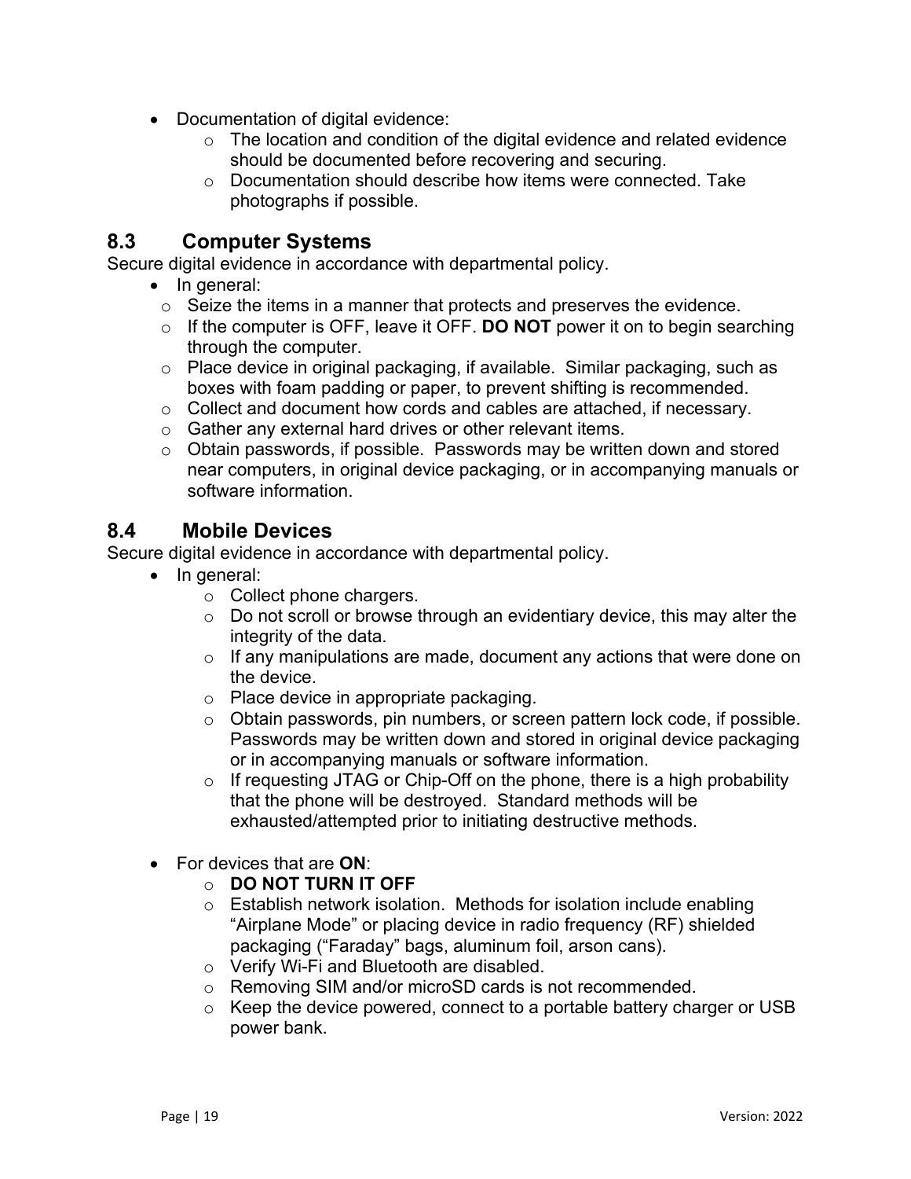- Documentation of digital evidence:
  - The location and condition of the digital evidence and related evidence should be documented before recovering and securing.
  - Documentation should describe how items were connected. Take photographs if possible.

## 8.3 Computer Systems

Secure digital evidence in accordance with departmental policy.

- In general:
  - Seize the items in a manner that protects and preserves the evidence.
  - If the computer is OFF, leave it OFF. **DO NOT** power it on to begin searching through the computer.
  - Place device in original packaging, if available. Similar packaging, such as boxes with foam padding or paper, to prevent shifting is recommended.
  - Collect and document how cords and cables are attached, if necessary.
  - Gather any external hard drives or other relevant items.
  - Obtain passwords, if possible. Passwords may be written down and stored near computers, in original device packaging, or in accompanying manuals or software information.

## 8.4 Mobile Devices

Secure digital evidence in accordance with departmental policy.

- In general:
  - Collect phone chargers.
  - Do not scroll or browse through an evidentiary device, this may alter the integrity of the data.
  - If any manipulations are made, document any actions that were done on the device.
  - Place device in appropriate packaging.
  - Obtain passwords, pin numbers, or screen pattern lock code, if possible. Passwords may be written down and stored in original device packaging or in accompanying manuals or software information.
  - If requesting JTAG or Chip-Off on the phone, there is a high probability that the phone will be destroyed. Standard methods will be exhausted/attempted prior to initiating destructive methods.

- For devices that are **ON**:
  - **DO NOT TURN IT OFF**
  - Establish network isolation. Methods for isolation include enabling "Airplane Mode" or placing device in radio frequency (RF) shielded packaging ("Faraday" bags, aluminum foil, arson cans).
  - Verify Wi-Fi and Bluetooth are disabled.
  - Removing SIM and/or microSD cards is not recommended.
  - Keep the device powered, connect to a portable battery charger or USB power bank.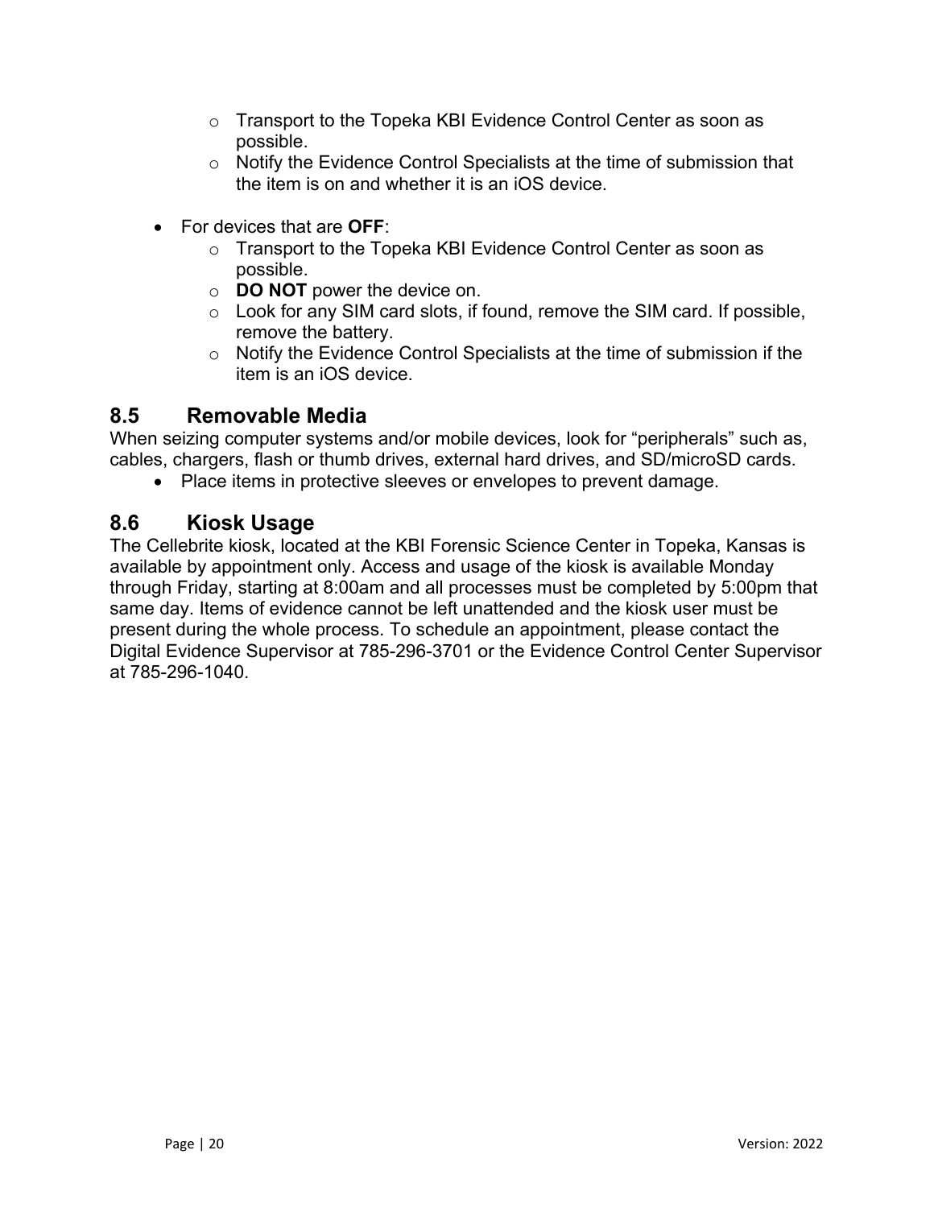- Transport to the Topeka KBI Evidence Control Center as soon as possible.
  - Notify the Evidence Control Specialists at the time of submission that the item is on and whether it is an iOS device.

- For devices that are **OFF**:
  - Transport to the Topeka KBI Evidence Control Center as soon as possible.
  - **DO NOT** power the device on.
  - Look for any SIM card slots, if found, remove the SIM card. If possible, remove the battery.
  - Notify the Evidence Control Specialists at the time of submission if the item is an iOS device.

## 8.5 Removable Media

When seizing computer systems and/or mobile devices, look for "peripherals" such as, cables, chargers, flash or thumb drives, external hard drives, and SD/microSD cards.

- Place items in protective sleeves or envelopes to prevent damage.

## 8.6 Kiosk Usage

The Cellebrite kiosk, located at the KBI Forensic Science Center in Topeka, Kansas is available by appointment only. Access and usage of the kiosk is available Monday through Friday, starting at 8:00am and all processes must be completed by 5:00pm that same day. Items of evidence cannot be left unattended and the kiosk user must be present during the whole process. To schedule an appointment, please contact the Digital Evidence Supervisor at 785-296-3701 or the Evidence Control Center Supervisor at 785-296-1040.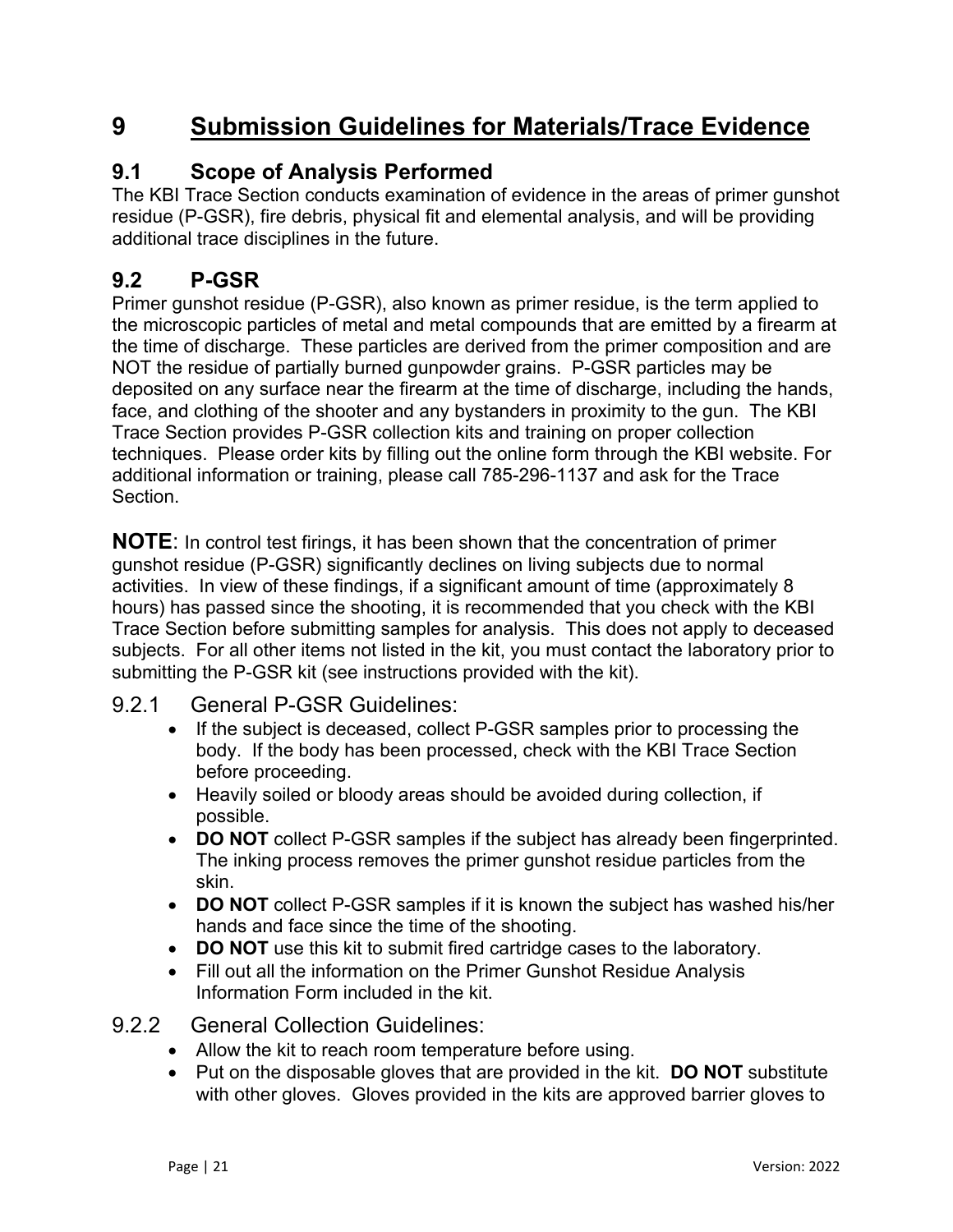# 9 Submission Guidelines for Materials/Trace Evidence

## 9.1 Scope of Analysis Performed

The KBI Trace Section conducts examination of evidence in the areas of primer gunshot residue (P-GSR), fire debris, physical fit and elemental analysis, and will be providing additional trace disciplines in the future.

## 9.2 P-GSR

Primer gunshot residue (P-GSR), also known as primer residue, is the term applied to the microscopic particles of metal and metal compounds that are emitted by a firearm at the time of discharge. These particles are derived from the primer composition and are NOT the residue of partially burned gunpowder grains. P-GSR particles may be deposited on any surface near the firearm at the time of discharge, including the hands, face, and clothing of the shooter and any bystanders in proximity to the gun. The KBI Trace Section provides P-GSR collection kits and training on proper collection techniques. Please order kits by filling out the online form through the KBI website. For additional information or training, please call 785-296-1137 and ask for the Trace Section.

**NOTE**: In control test firings, it has been shown that the concentration of primer gunshot residue (P-GSR) significantly declines on living subjects due to normal activities. In view of these findings, if a significant amount of time (approximately 8 hours) has passed since the shooting, it is recommended that you check with the KBI Trace Section before submitting samples for analysis. This does not apply to deceased subjects. For all other items not listed in the kit, you must contact the laboratory prior to submitting the P-GSR kit (see instructions provided with the kit).

### 9.2.1 General P-GSR Guidelines:

- If the subject is deceased, collect P-GSR samples prior to processing the body. If the body has been processed, check with the KBI Trace Section before proceeding.
- Heavily soiled or bloody areas should be avoided during collection, if possible.
- **DO NOT** collect P-GSR samples if the subject has already been fingerprinted. The inking process removes the primer gunshot residue particles from the skin.
- **DO NOT** collect P-GSR samples if it is known the subject has washed his/her hands and face since the time of the shooting.
- **DO NOT** use this kit to submit fired cartridge cases to the laboratory.
- Fill out all the information on the Primer Gunshot Residue Analysis Information Form included in the kit.

### 9.2.2 General Collection Guidelines:

- Allow the kit to reach room temperature before using.
- Put on the disposable gloves that are provided in the kit. **DO NOT** substitute with other gloves. Gloves provided in the kits are approved barrier gloves to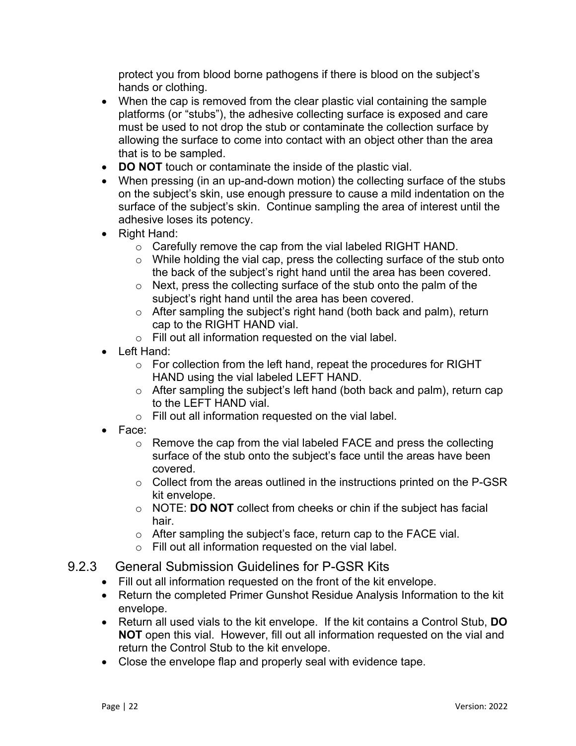protect you from blood borne pathogens if there is blood on the subject's hands or clothing.

- When the cap is removed from the clear plastic vial containing the sample platforms (or "stubs"), the adhesive collecting surface is exposed and care must be used to not drop the stub or contaminate the collection surface by allowing the surface to come into contact with an object other than the area that is to be sampled.
- **DO NOT** touch or contaminate the inside of the plastic vial.
- When pressing (in an up-and-down motion) the collecting surface of the stubs on the subject's skin, use enough pressure to cause a mild indentation on the surface of the subject's skin. Continue sampling the area of interest until the adhesive loses its potency.
- Right Hand:
  - Carefully remove the cap from the vial labeled RIGHT HAND.
  - While holding the vial cap, press the collecting surface of the stub onto the back of the subject's right hand until the area has been covered.
  - Next, press the collecting surface of the stub onto the palm of the subject's right hand until the area has been covered.
  - After sampling the subject's right hand (both back and palm), return cap to the RIGHT HAND vial.
  - Fill out all information requested on the vial label.
- Left Hand:
  - For collection from the left hand, repeat the procedures for RIGHT HAND using the vial labeled LEFT HAND.
  - After sampling the subject's left hand (both back and palm), return cap to the LEFT HAND vial.
  - Fill out all information requested on the vial label.
- Face:
  - Remove the cap from the vial labeled FACE and press the collecting surface of the stub onto the subject's face until the areas have been covered.
  - Collect from the areas outlined in the instructions printed on the P-GSR kit envelope.
  - NOTE: **DO NOT** collect from cheeks or chin if the subject has facial hair.
  - After sampling the subject's face, return cap to the FACE vial.
  - Fill out all information requested on the vial label.

### 9.2.3 General Submission Guidelines for P-GSR Kits

- Fill out all information requested on the front of the kit envelope.
- Return the completed Primer Gunshot Residue Analysis Information to the kit envelope.
- Return all used vials to the kit envelope. If the kit contains a Control Stub, **DO NOT** open this vial. However, fill out all information requested on the vial and return the Control Stub to the kit envelope.
- Close the envelope flap and properly seal with evidence tape.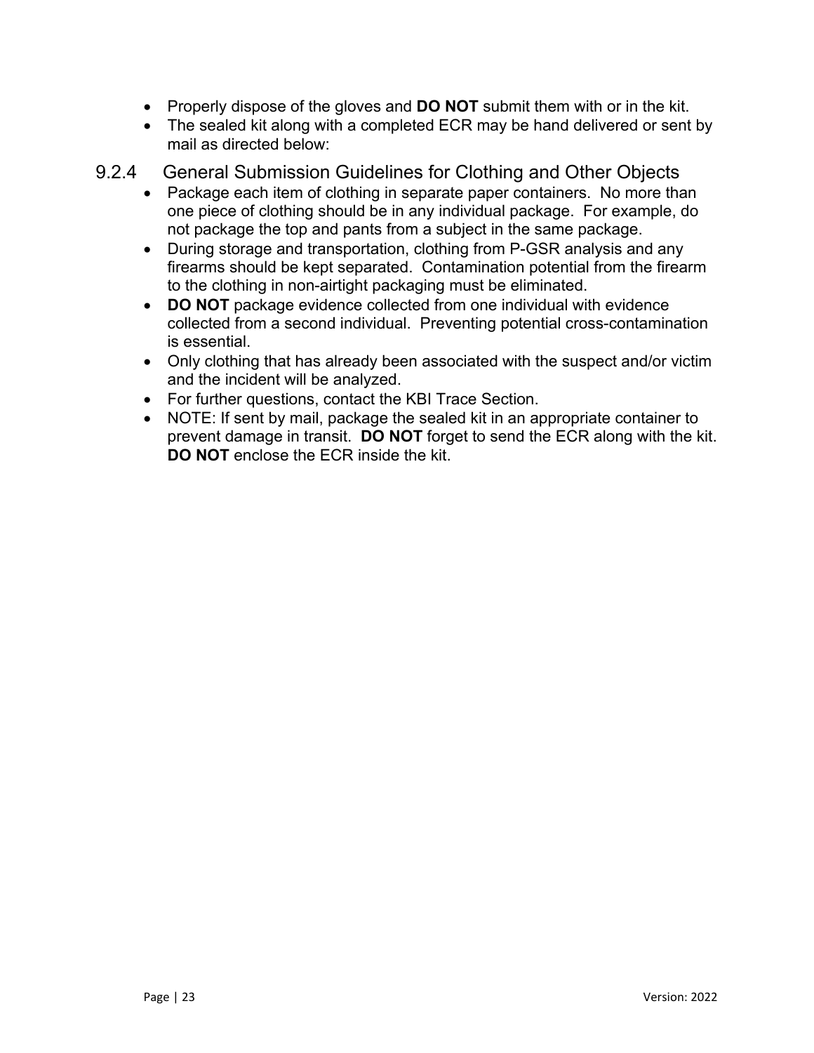- Properly dispose of the gloves and **DO NOT** submit them with or in the kit.
- The sealed kit along with a completed ECR may be hand delivered or sent by mail as directed below:

### 9.2.4 General Submission Guidelines for Clothing and Other Objects

- Package each item of clothing in separate paper containers. No more than one piece of clothing should be in any individual package. For example, do not package the top and pants from a subject in the same package.
- During storage and transportation, clothing from P-GSR analysis and any firearms should be kept separated. Contamination potential from the firearm to the clothing in non-airtight packaging must be eliminated.
- **DO NOT** package evidence collected from one individual with evidence collected from a second individual. Preventing potential cross-contamination is essential.
- Only clothing that has already been associated with the suspect and/or victim and the incident will be analyzed.
- For further questions, contact the KBI Trace Section.
- NOTE: If sent by mail, package the sealed kit in an appropriate container to prevent damage in transit. **DO NOT** forget to send the ECR along with the kit. **DO NOT** enclose the ECR inside the kit.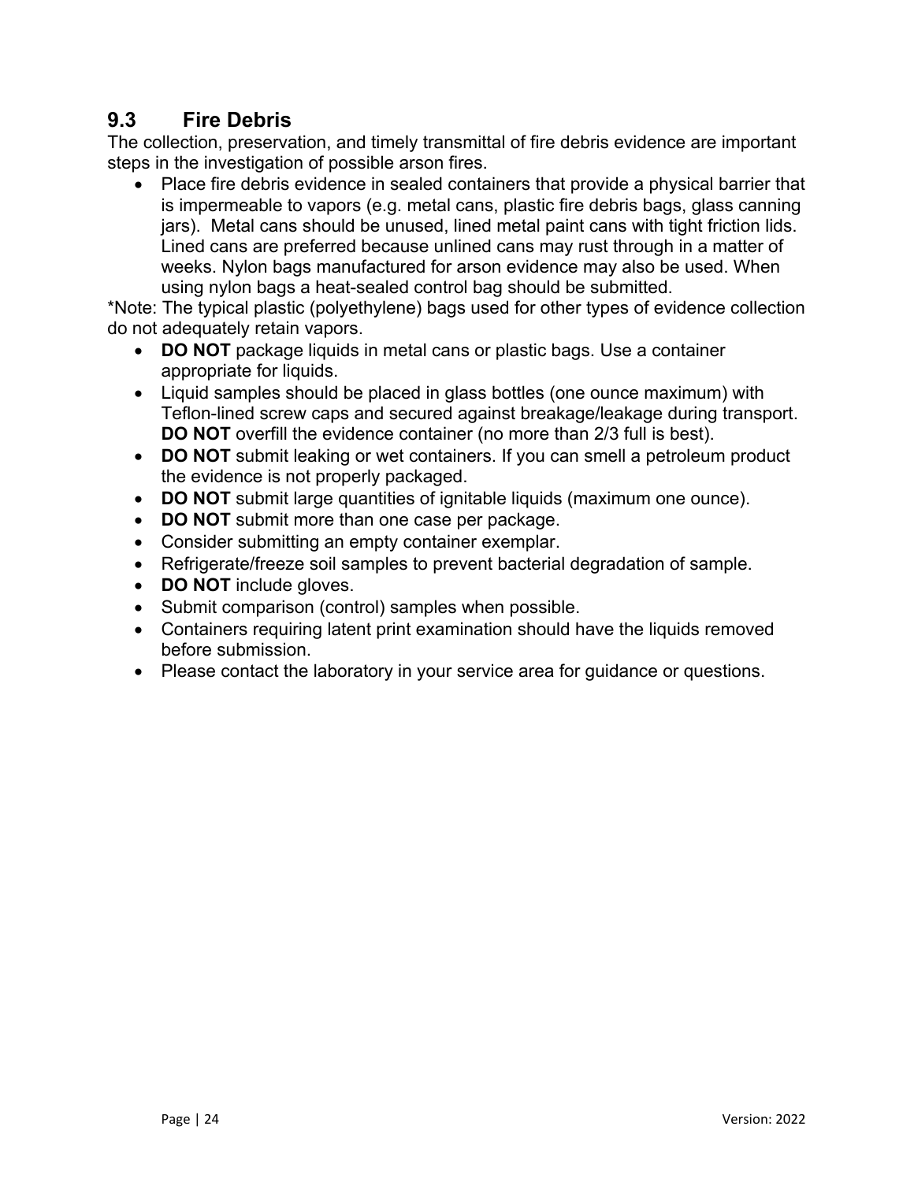## 9.3 Fire Debris

The collection, preservation, and timely transmittal of fire debris evidence are important steps in the investigation of possible arson fires.

- Place fire debris evidence in sealed containers that provide a physical barrier that is impermeable to vapors (e.g. metal cans, plastic fire debris bags, glass canning jars). Metal cans should be unused, lined metal paint cans with tight friction lids. Lined cans are preferred because unlined cans may rust through in a matter of weeks. Nylon bags manufactured for arson evidence may also be used. When using nylon bags a heat-sealed control bag should be submitted.

*Note: The typical plastic (polyethylene) bags used for other types of evidence collection do not adequately retain vapors.

- **DO NOT** package liquids in metal cans or plastic bags. Use a container appropriate for liquids.
- Liquid samples should be placed in glass bottles (one ounce maximum) with Teflon-lined screw caps and secured against breakage/leakage during transport. **DO NOT** overfill the evidence container (no more than 2/3 full is best).
- **DO NOT** submit leaking or wet containers. If you can smell a petroleum product the evidence is not properly packaged.
- **DO NOT** submit large quantities of ignitable liquids (maximum one ounce).
- **DO NOT** submit more than one case per package.
- Consider submitting an empty container exemplar.
- Refrigerate/freeze soil samples to prevent bacterial degradation of sample.
- **DO NOT** include gloves.
- Submit comparison (control) samples when possible.
- Containers requiring latent print examination should have the liquids removed before submission.
- Please contact the laboratory in your service area for guidance or questions.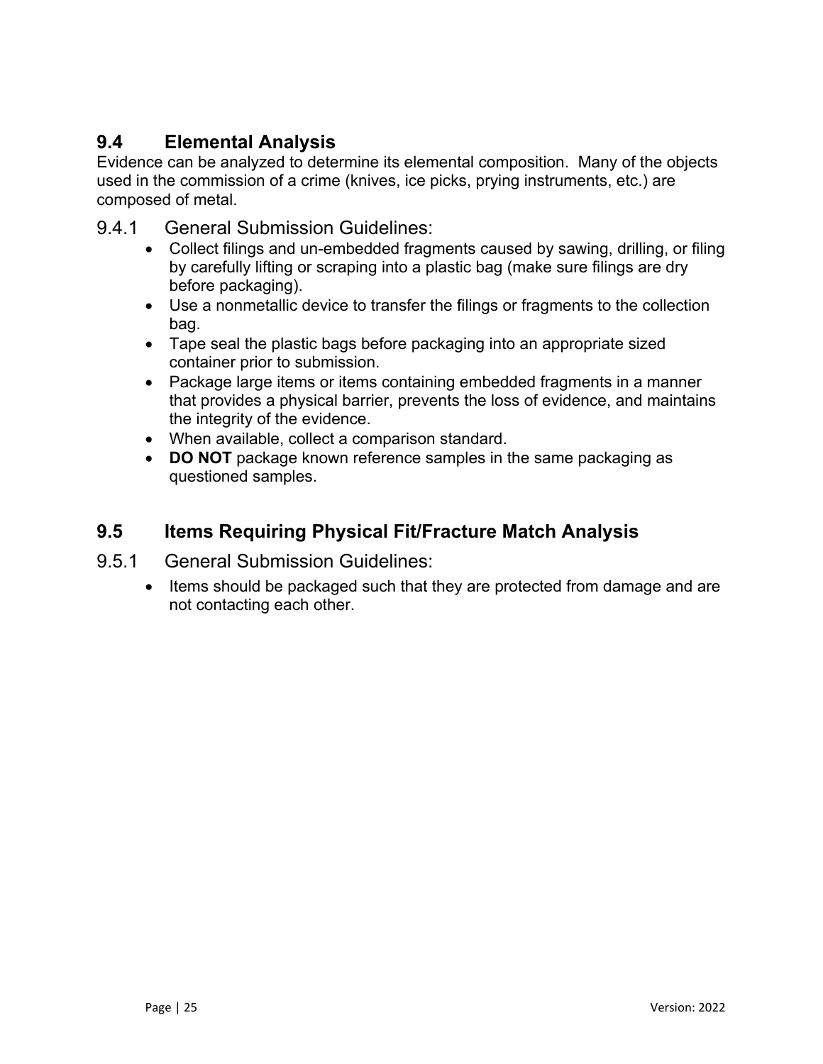## 9.4 Elemental Analysis

Evidence can be analyzed to determine its elemental composition. Many of the objects used in the commission of a crime (knives, ice picks, prying instruments, etc.) are composed of metal.

### 9.4.1 General Submission Guidelines:

- Collect filings and un-embedded fragments caused by sawing, drilling, or filing by carefully lifting or scraping into a plastic bag (make sure filings are dry before packaging).
- Use a nonmetallic device to transfer the filings or fragments to the collection bag.
- Tape seal the plastic bags before packaging into an appropriate sized container prior to submission.
- Package large items or items containing embedded fragments in a manner that provides a physical barrier, prevents the loss of evidence, and maintains the integrity of the evidence.
- When available, collect a comparison standard.
- **DO NOT** package known reference samples in the same packaging as questioned samples.

## 9.5 Items Requiring Physical Fit/Fracture Match Analysis

### 9.5.1 General Submission Guidelines:

- Items should be packaged such that they are protected from damage and are not contacting each other.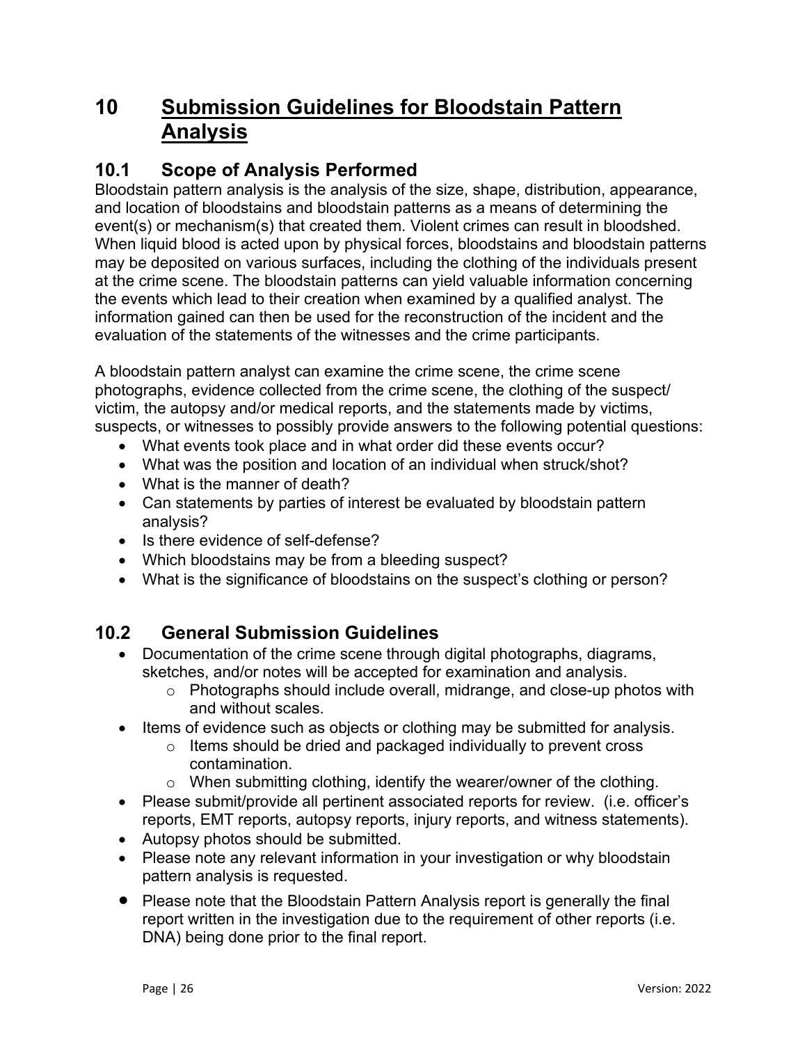# 10 Submission Guidelines for Bloodstain Pattern Analysis

## 10.1 Scope of Analysis Performed

Bloodstain pattern analysis is the analysis of the size, shape, distribution, appearance, and location of bloodstains and bloodstain patterns as a means of determining the event(s) or mechanism(s) that created them. Violent crimes can result in bloodshed. When liquid blood is acted upon by physical forces, bloodstains and bloodstain patterns may be deposited on various surfaces, including the clothing of the individuals present at the crime scene. The bloodstain patterns can yield valuable information concerning the events which lead to their creation when examined by a qualified analyst. The information gained can then be used for the reconstruction of the incident and the evaluation of the statements of the witnesses and the crime participants.

A bloodstain pattern analyst can examine the crime scene, the crime scene photographs, evidence collected from the crime scene, the clothing of the suspect/ victim, the autopsy and/or medical reports, and the statements made by victims, suspects, or witnesses to possibly provide answers to the following potential questions:

- What events took place and in what order did these events occur?
- What was the position and location of an individual when struck/shot?
- What is the manner of death?
- Can statements by parties of interest be evaluated by bloodstain pattern analysis?
- Is there evidence of self-defense?
- Which bloodstains may be from a bleeding suspect?
- What is the significance of bloodstains on the suspect's clothing or person?

## 10.2 General Submission Guidelines

- Documentation of the crime scene through digital photographs, diagrams, sketches, and/or notes will be accepted for examination and analysis.
  - Photographs should include overall, midrange, and close-up photos with and without scales.
- Items of evidence such as objects or clothing may be submitted for analysis.
  - Items should be dried and packaged individually to prevent cross contamination.
  - When submitting clothing, identify the wearer/owner of the clothing.
- Please submit/provide all pertinent associated reports for review. (i.e. officer's reports, EMT reports, autopsy reports, injury reports, and witness statements).
- Autopsy photos should be submitted.
- Please note any relevant information in your investigation or why bloodstain pattern analysis is requested.
- Please note that the Bloodstain Pattern Analysis report is generally the final report written in the investigation due to the requirement of other reports (i.e. DNA) being done prior to the final report.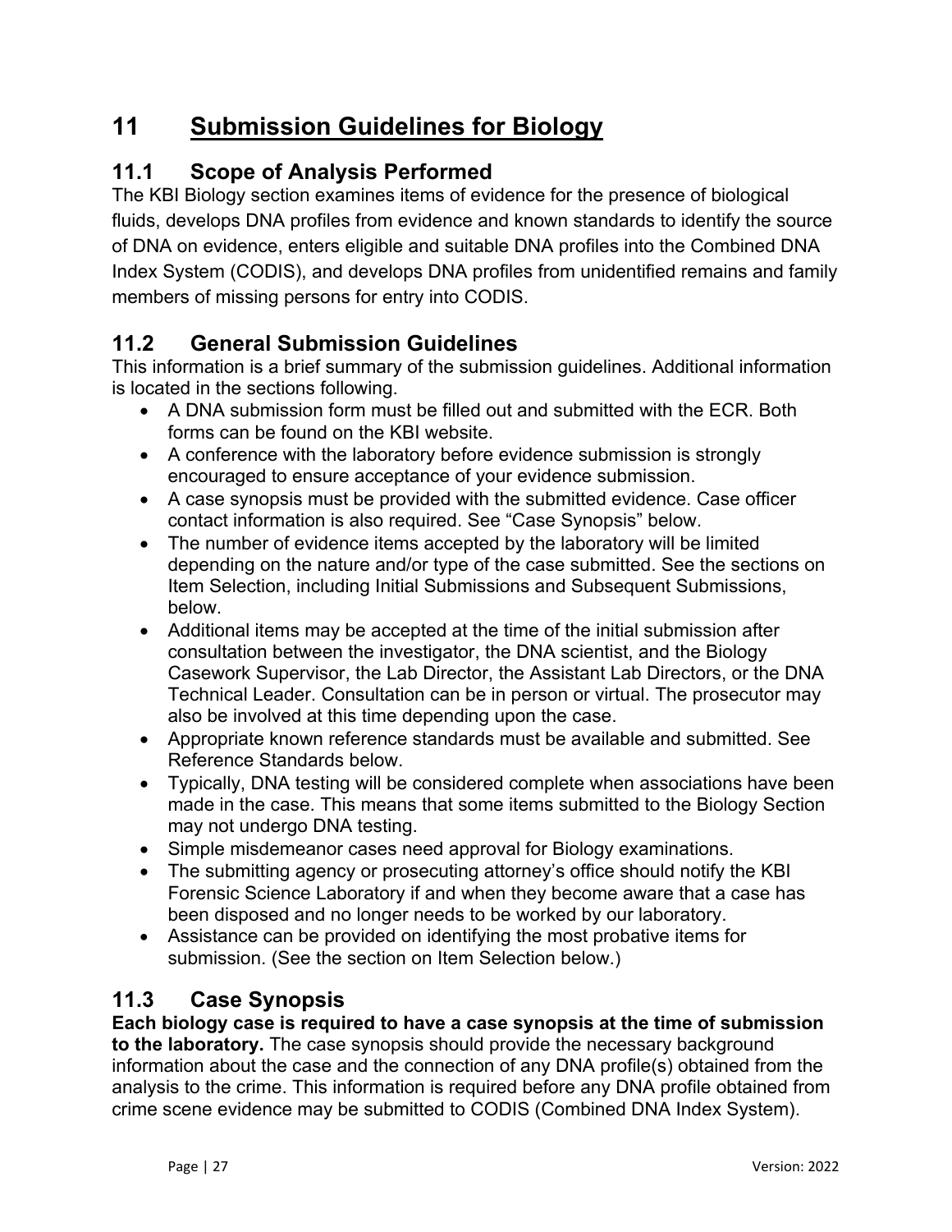# 11 Submission Guidelines for Biology

## 11.1 Scope of Analysis Performed

The KBI Biology section examines items of evidence for the presence of biological fluids, develops DNA profiles from evidence and known standards to identify the source of DNA on evidence, enters eligible and suitable DNA profiles into the Combined DNA Index System (CODIS), and develops DNA profiles from unidentified remains and family members of missing persons for entry into CODIS.

## 11.2 General Submission Guidelines

This information is a brief summary of the submission guidelines. Additional information is located in the sections following.

- A DNA submission form must be filled out and submitted with the ECR. Both forms can be found on the KBI website.
- A conference with the laboratory before evidence submission is strongly encouraged to ensure acceptance of your evidence submission.
- A case synopsis must be provided with the submitted evidence. Case officer contact information is also required. See "Case Synopsis" below.
- The number of evidence items accepted by the laboratory will be limited depending on the nature and/or type of the case submitted. See the sections on Item Selection, including Initial Submissions and Subsequent Submissions, below.
- Additional items may be accepted at the time of the initial submission after consultation between the investigator, the DNA scientist, and the Biology Casework Supervisor, the Lab Director, the Assistant Lab Directors, or the DNA Technical Leader. Consultation can be in person or virtual. The prosecutor may also be involved at this time depending upon the case.
- Appropriate known reference standards must be available and submitted. See Reference Standards below.
- Typically, DNA testing will be considered complete when associations have been made in the case. This means that some items submitted to the Biology Section may not undergo DNA testing.
- Simple misdemeanor cases need approval for Biology examinations.
- The submitting agency or prosecuting attorney's office should notify the KBI Forensic Science Laboratory if and when they become aware that a case has been disposed and no longer needs to be worked by our laboratory.
- Assistance can be provided on identifying the most probative items for submission. (See the section on Item Selection below.)

## 11.3 Case Synopsis

**Each biology case is required to have a case synopsis at the time of submission to the laboratory.** The case synopsis should provide the necessary background information about the case and the connection of any DNA profile(s) obtained from the analysis to the crime. This information is required before any DNA profile obtained from crime scene evidence may be submitted to CODIS (Combined DNA Index System).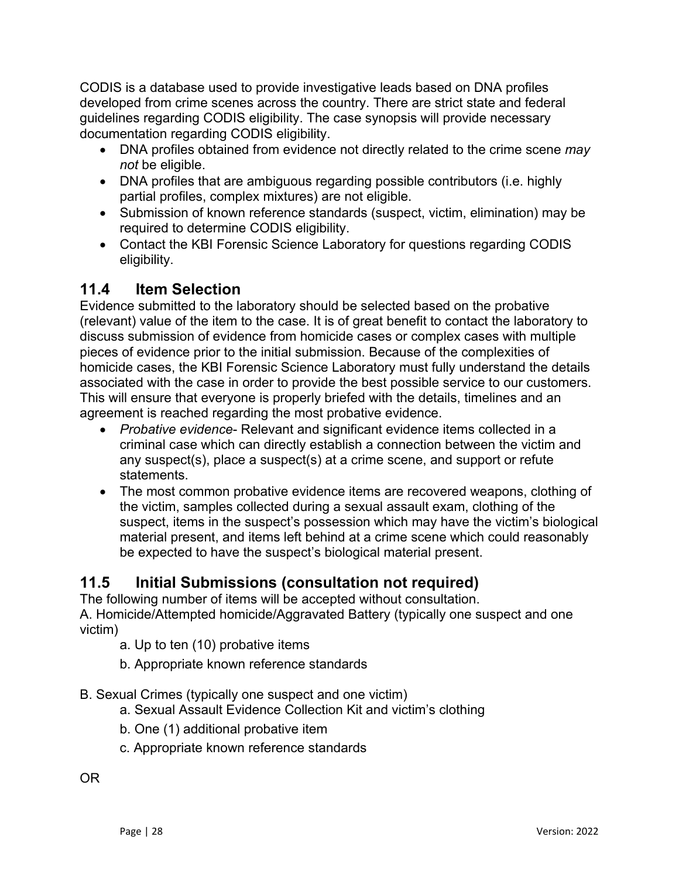CODIS is a database used to provide investigative leads based on DNA profiles developed from crime scenes across the country. There are strict state and federal guidelines regarding CODIS eligibility. The case synopsis will provide necessary documentation regarding CODIS eligibility.

- DNA profiles obtained from evidence not directly related to the crime scene *may not* be eligible.
- DNA profiles that are ambiguous regarding possible contributors (i.e. highly partial profiles, complex mixtures) are not eligible.
- Submission of known reference standards (suspect, victim, elimination) may be required to determine CODIS eligibility.
- Contact the KBI Forensic Science Laboratory for questions regarding CODIS eligibility.

## 11.4 Item Selection

Evidence submitted to the laboratory should be selected based on the probative (relevant) value of the item to the case. It is of great benefit to contact the laboratory to discuss submission of evidence from homicide cases or complex cases with multiple pieces of evidence prior to the initial submission. Because of the complexities of homicide cases, the KBI Forensic Science Laboratory must fully understand the details associated with the case in order to provide the best possible service to our customers. This will ensure that everyone is properly briefed with the details, timelines and an agreement is reached regarding the most probative evidence.

- *Probative evidence*- Relevant and significant evidence items collected in a criminal case which can directly establish a connection between the victim and any suspect(s), place a suspect(s) at a crime scene, and support or refute statements.
- The most common probative evidence items are recovered weapons, clothing of the victim, samples collected during a sexual assault exam, clothing of the suspect, items in the suspect's possession which may have the victim's biological material present, and items left behind at a crime scene which could reasonably be expected to have the suspect's biological material present.

## 11.5 Initial Submissions (consultation not required)

The following number of items will be accepted without consultation.

A. Homicide/Attempted homicide/Aggravated Battery (typically one suspect and one victim)

a. Up to ten (10) probative items

b. Appropriate known reference standards

B. Sexual Crimes (typically one suspect and one victim)

a. Sexual Assault Evidence Collection Kit and victim's clothing

b. One (1) additional probative item

c. Appropriate known reference standards

OR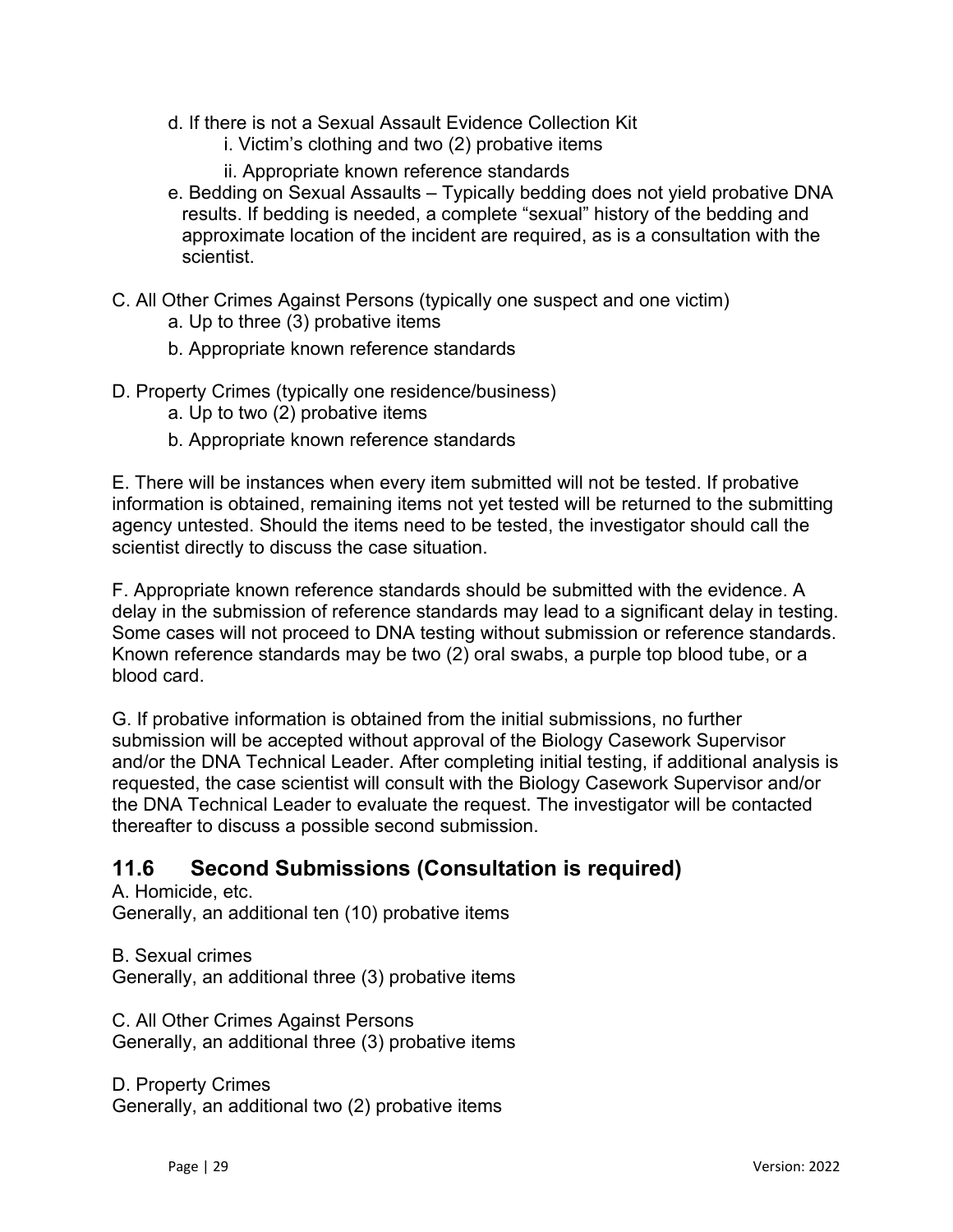d. If there is not a Sexual Assault Evidence Collection Kit
    i. Victim's clothing and two (2) probative items
    ii. Appropriate known reference standards

e. Bedding on Sexual Assaults – Typically bedding does not yield probative DNA results. If bedding is needed, a complete "sexual" history of the bedding and approximate location of the incident are required, as is a consultation with the scientist.

C. All Other Crimes Against Persons (typically one suspect and one victim)
    a. Up to three (3) probative items
    b. Appropriate known reference standards

D. Property Crimes (typically one residence/business)
    a. Up to two (2) probative items
    b. Appropriate known reference standards

E. There will be instances when every item submitted will not be tested. If probative information is obtained, remaining items not yet tested will be returned to the submitting agency untested. Should the items need to be tested, the investigator should call the scientist directly to discuss the case situation.

F. Appropriate known reference standards should be submitted with the evidence. A delay in the submission of reference standards may lead to a significant delay in testing. Some cases will not proceed to DNA testing without submission or reference standards. Known reference standards may be two (2) oral swabs, a purple top blood tube, or a blood card.

G. If probative information is obtained from the initial submissions, no further submission will be accepted without approval of the Biology Casework Supervisor and/or the DNA Technical Leader. After completing initial testing, if additional analysis is requested, the case scientist will consult with the Biology Casework Supervisor and/or the DNA Technical Leader to evaluate the request. The investigator will be contacted thereafter to discuss a possible second submission.

## 11.6 Second Submissions (Consultation is required)

A. Homicide, etc.
Generally, an additional ten (10) probative items

B. Sexual crimes
Generally, an additional three (3) probative items

C. All Other Crimes Against Persons
Generally, an additional three (3) probative items

D. Property Crimes
Generally, an additional two (2) probative items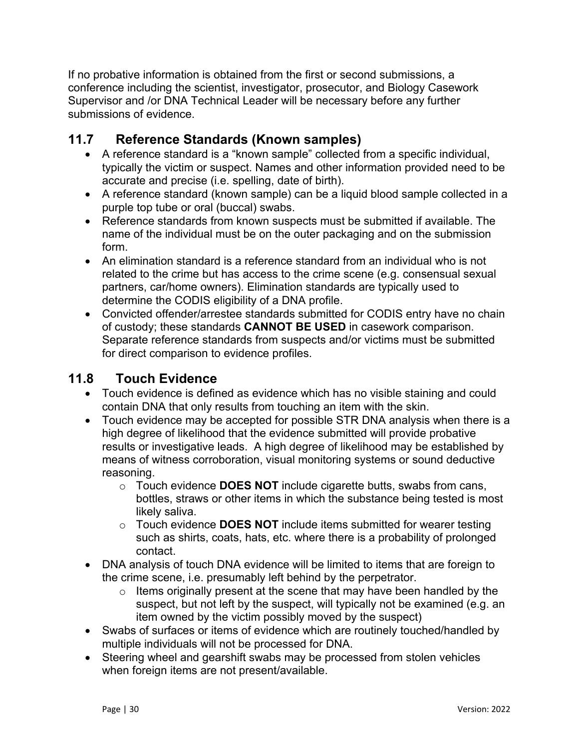If no probative information is obtained from the first or second submissions, a conference including the scientist, investigator, prosecutor, and Biology Casework Supervisor and /or DNA Technical Leader will be necessary before any further submissions of evidence.

## 11.7 Reference Standards (Known samples)

- A reference standard is a “known sample” collected from a specific individual, typically the victim or suspect. Names and other information provided need to be accurate and precise (i.e. spelling, date of birth).
- A reference standard (known sample) can be a liquid blood sample collected in a purple top tube or oral (buccal) swabs.
- Reference standards from known suspects must be submitted if available. The name of the individual must be on the outer packaging and on the submission form.
- An elimination standard is a reference standard from an individual who is not related to the crime but has access to the crime scene (e.g. consensual sexual partners, car/home owners). Elimination standards are typically used to determine the CODIS eligibility of a DNA profile.
- Convicted offender/arrestee standards submitted for CODIS entry have no chain of custody; these standards **CANNOT BE USED** in casework comparison. Separate reference standards from suspects and/or victims must be submitted for direct comparison to evidence profiles.

## 11.8 Touch Evidence

- Touch evidence is defined as evidence which has no visible staining and could contain DNA that only results from touching an item with the skin.
- Touch evidence may be accepted for possible STR DNA analysis when there is a high degree of likelihood that the evidence submitted will provide probative results or investigative leads. A high degree of likelihood may be established by means of witness corroboration, visual monitoring systems or sound deductive reasoning.
  - Touch evidence **DOES NOT** include cigarette butts, swabs from cans, bottles, straws or other items in which the substance being tested is most likely saliva.
  - Touch evidence **DOES NOT** include items submitted for wearer testing such as shirts, coats, hats, etc. where there is a probability of prolonged contact.
- DNA analysis of touch DNA evidence will be limited to items that are foreign to the crime scene, i.e. presumably left behind by the perpetrator.
  - Items originally present at the scene that may have been handled by the suspect, but not left by the suspect, will typically not be examined (e.g. an item owned by the victim possibly moved by the suspect)
- Swabs of surfaces or items of evidence which are routinely touched/handled by multiple individuals will not be processed for DNA.
- Steering wheel and gearshift swabs may be processed from stolen vehicles when foreign items are not present/available.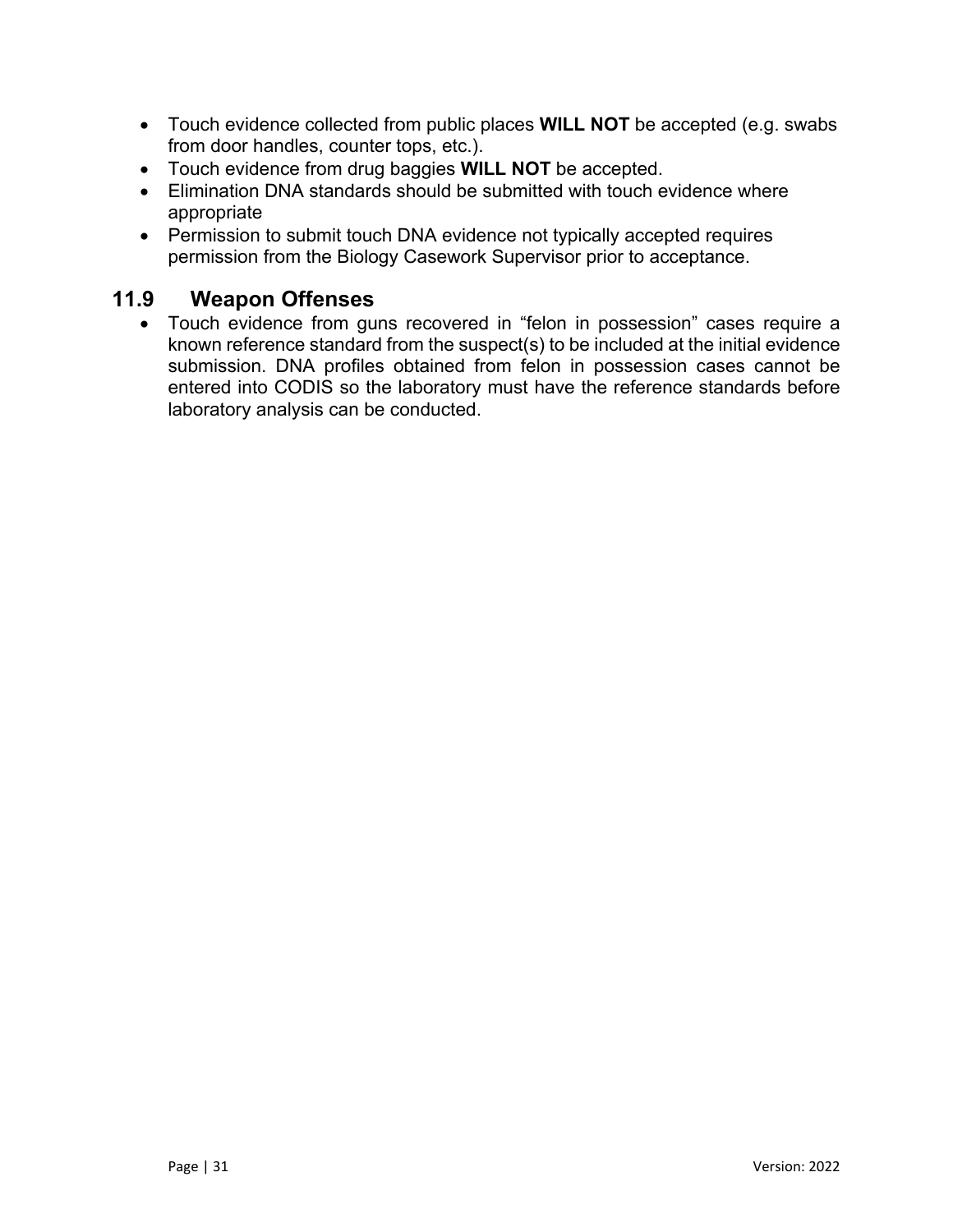- Touch evidence collected from public places **WILL NOT** be accepted (e.g. swabs from door handles, counter tops, etc.).
- Touch evidence from drug baggies **WILL NOT** be accepted.
- Elimination DNA standards should be submitted with touch evidence where appropriate
- Permission to submit touch DNA evidence not typically accepted requires permission from the Biology Casework Supervisor prior to acceptance.

## 11.9 Weapon Offenses

- Touch evidence from guns recovered in "felon in possession" cases require a known reference standard from the suspect(s) to be included at the initial evidence submission. DNA profiles obtained from felon in possession cases cannot be entered into CODIS so the laboratory must have the reference standards before laboratory analysis can be conducted.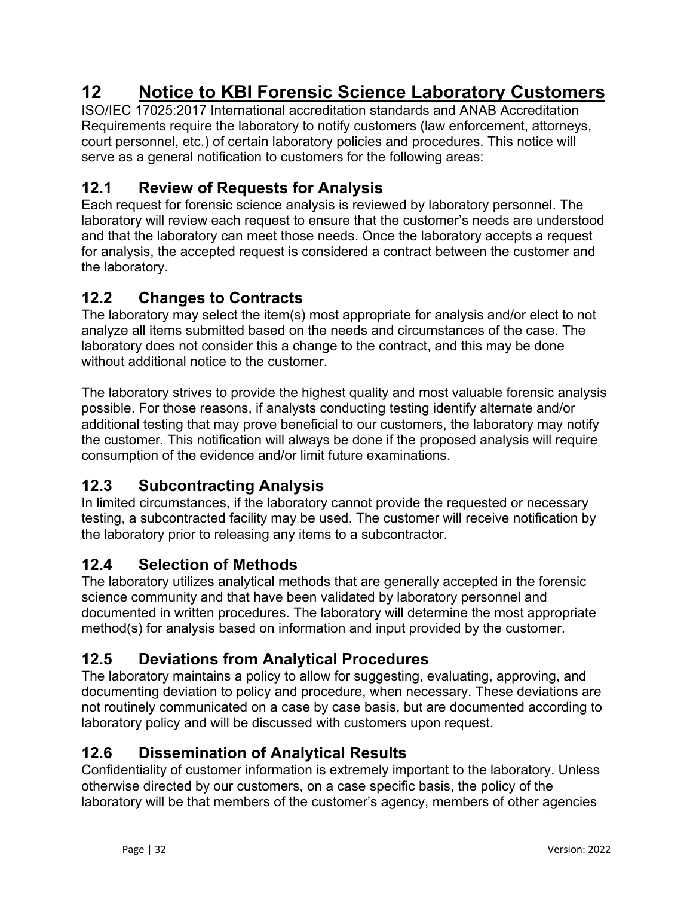# 12 Notice to KBI Forensic Science Laboratory Customers

ISO/IEC 17025:2017 International accreditation standards and ANAB Accreditation Requirements require the laboratory to notify customers (law enforcement, attorneys, court personnel, etc.) of certain laboratory policies and procedures. This notice will serve as a general notification to customers for the following areas:

## 12.1 Review of Requests for Analysis

Each request for forensic science analysis is reviewed by laboratory personnel. The laboratory will review each request to ensure that the customer's needs are understood and that the laboratory can meet those needs. Once the laboratory accepts a request for analysis, the accepted request is considered a contract between the customer and the laboratory.

## 12.2 Changes to Contracts

The laboratory may select the item(s) most appropriate for analysis and/or elect to not analyze all items submitted based on the needs and circumstances of the case. The laboratory does not consider this a change to the contract, and this may be done without additional notice to the customer.

The laboratory strives to provide the highest quality and most valuable forensic analysis possible. For those reasons, if analysts conducting testing identify alternate and/or additional testing that may prove beneficial to our customers, the laboratory may notify the customer. This notification will always be done if the proposed analysis will require consumption of the evidence and/or limit future examinations.

## 12.3 Subcontracting Analysis

In limited circumstances, if the laboratory cannot provide the requested or necessary testing, a subcontracted facility may be used. The customer will receive notification by the laboratory prior to releasing any items to a subcontractor.

## 12.4 Selection of Methods

The laboratory utilizes analytical methods that are generally accepted in the forensic science community and that have been validated by laboratory personnel and documented in written procedures. The laboratory will determine the most appropriate method(s) for analysis based on information and input provided by the customer.

## 12.5 Deviations from Analytical Procedures

The laboratory maintains a policy to allow for suggesting, evaluating, approving, and documenting deviation to policy and procedure, when necessary. These deviations are not routinely communicated on a case by case basis, but are documented according to laboratory policy and will be discussed with customers upon request.

## 12.6 Dissemination of Analytical Results

Confidentiality of customer information is extremely important to the laboratory. Unless otherwise directed by our customers, on a case specific basis, the policy of the laboratory will be that members of the customer's agency, members of other agencies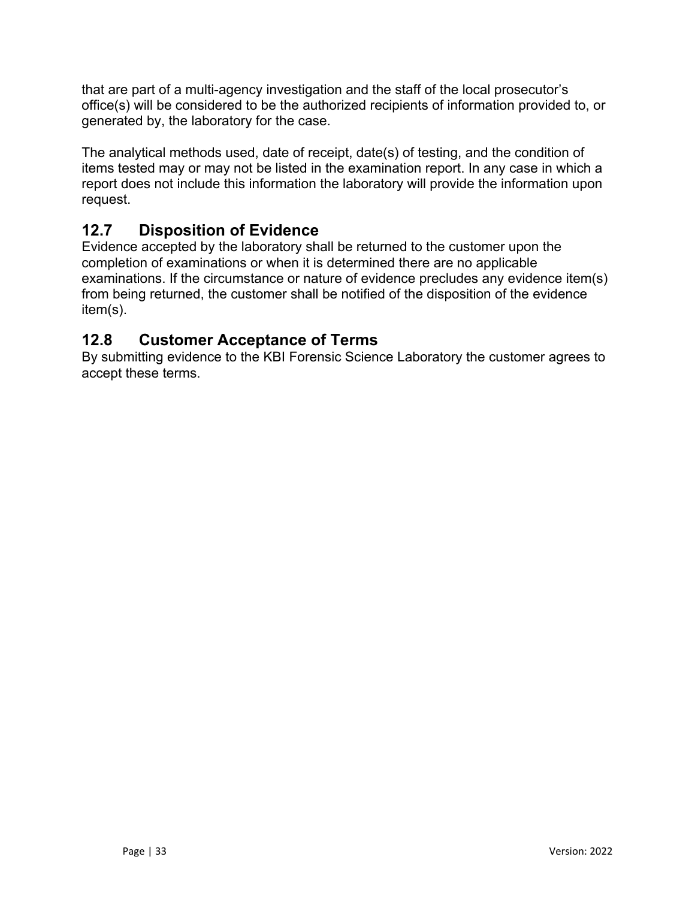that are part of a multi-agency investigation and the staff of the local prosecutor's office(s) will be considered to be the authorized recipients of information provided to, or generated by, the laboratory for the case.

The analytical methods used, date of receipt, date(s) of testing, and the condition of items tested may or may not be listed in the examination report. In any case in which a report does not include this information the laboratory will provide the information upon request.

## 12.7 Disposition of Evidence

Evidence accepted by the laboratory shall be returned to the customer upon the completion of examinations or when it is determined there are no applicable examinations. If the circumstance or nature of evidence precludes any evidence item(s) from being returned, the customer shall be notified of the disposition of the evidence item(s).

## 12.8 Customer Acceptance of Terms

By submitting evidence to the KBI Forensic Science Laboratory the customer agrees to accept these terms.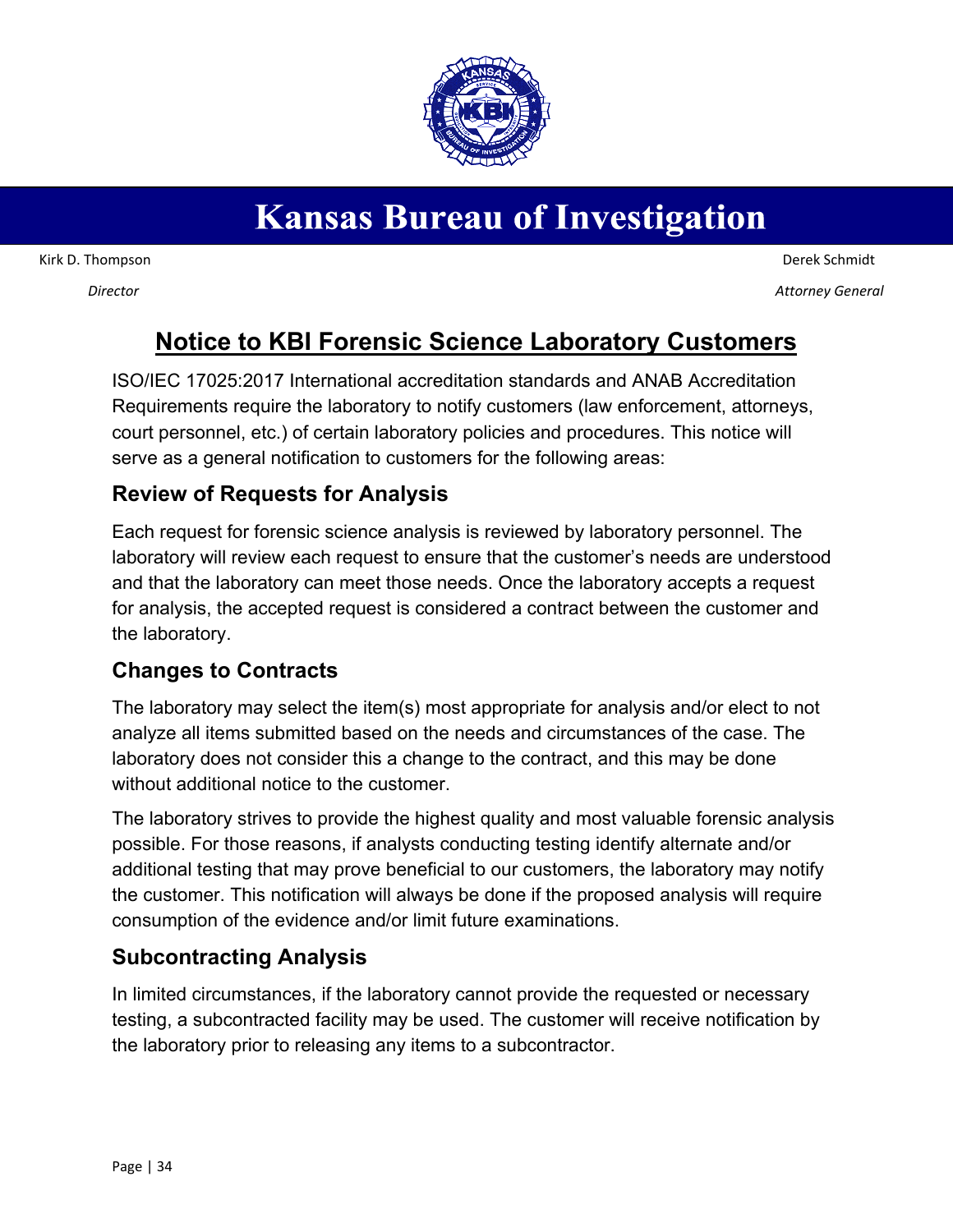# Kansas Bureau of Investigation

Kirk D. Thompson
*Director*

Derek Schmidt
*Attorney General*

## Notice to KBI Forensic Science Laboratory Customers

ISO/IEC 17025:2017 International accreditation standards and ANAB Accreditation Requirements require the laboratory to notify customers (law enforcement, attorneys, court personnel, etc.) of certain laboratory policies and procedures. This notice will serve as a general notification to customers for the following areas:

### Review of Requests for Analysis

Each request for forensic science analysis is reviewed by laboratory personnel. The laboratory will review each request to ensure that the customer's needs are understood and that the laboratory can meet those needs. Once the laboratory accepts a request for analysis, the accepted request is considered a contract between the customer and the laboratory.

### Changes to Contracts

The laboratory may select the item(s) most appropriate for analysis and/or elect to not analyze all items submitted based on the needs and circumstances of the case. The laboratory does not consider this a change to the contract, and this may be done without additional notice to the customer.

The laboratory strives to provide the highest quality and most valuable forensic analysis possible. For those reasons, if analysts conducting testing identify alternate and/or additional testing that may prove beneficial to our customers, the laboratory may notify the customer. This notification will always be done if the proposed analysis will require consumption of the evidence and/or limit future examinations.

### Subcontracting Analysis

In limited circumstances, if the laboratory cannot provide the requested or necessary testing, a subcontracted facility may be used. The customer will receive notification by the laboratory prior to releasing any items to a subcontractor.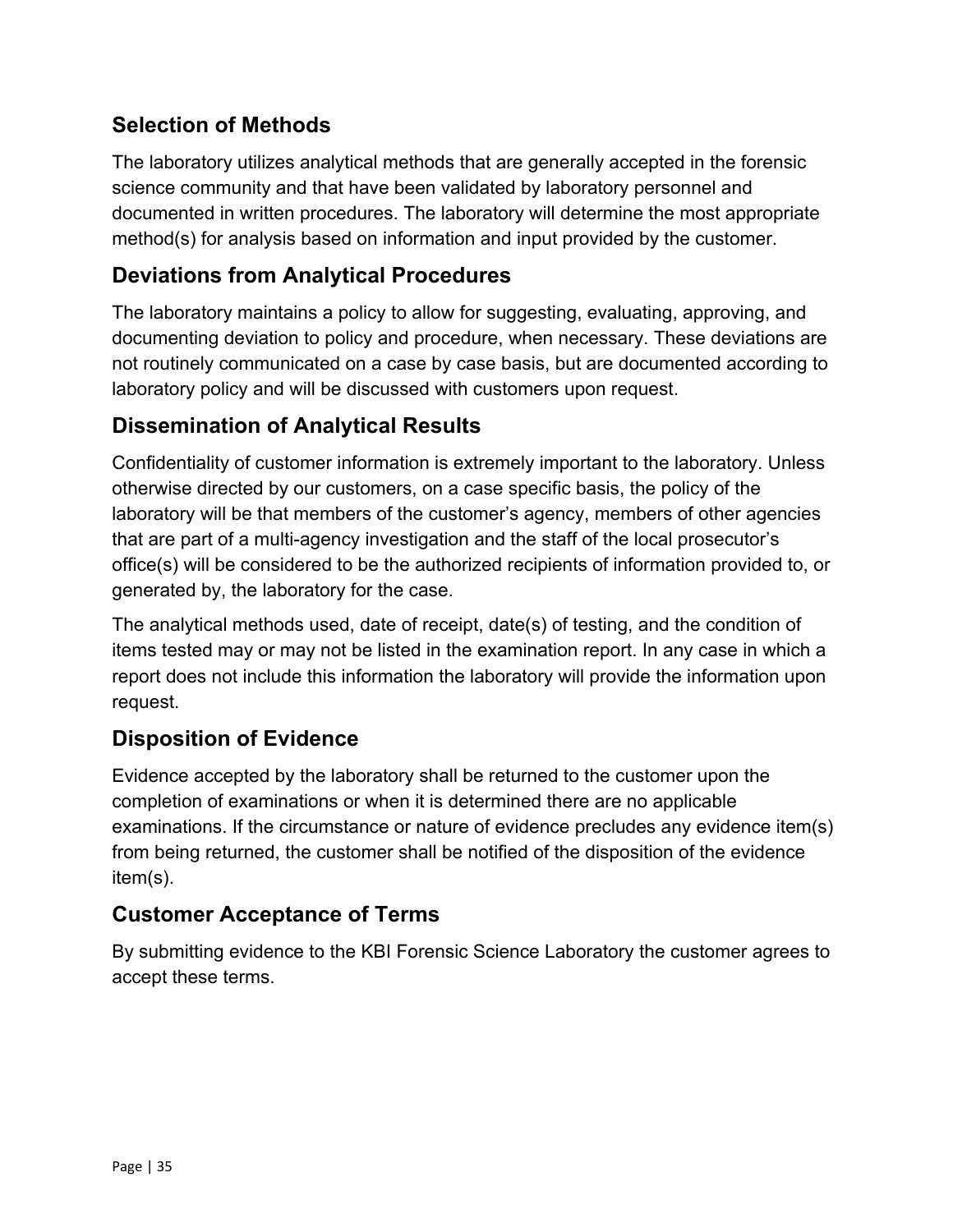## Selection of Methods

The laboratory utilizes analytical methods that are generally accepted in the forensic science community and that have been validated by laboratory personnel and documented in written procedures. The laboratory will determine the most appropriate method(s) for analysis based on information and input provided by the customer.

## Deviations from Analytical Procedures

The laboratory maintains a policy to allow for suggesting, evaluating, approving, and documenting deviation to policy and procedure, when necessary. These deviations are not routinely communicated on a case by case basis, but are documented according to laboratory policy and will be discussed with customers upon request.

## Dissemination of Analytical Results

Confidentiality of customer information is extremely important to the laboratory. Unless otherwise directed by our customers, on a case specific basis, the policy of the laboratory will be that members of the customer's agency, members of other agencies that are part of a multi-agency investigation and the staff of the local prosecutor's office(s) will be considered to be the authorized recipients of information provided to, or generated by, the laboratory for the case.

The analytical methods used, date of receipt, date(s) of testing, and the condition of items tested may or may not be listed in the examination report. In any case in which a report does not include this information the laboratory will provide the information upon request.

## Disposition of Evidence

Evidence accepted by the laboratory shall be returned to the customer upon the completion of examinations or when it is determined there are no applicable examinations. If the circumstance or nature of evidence precludes any evidence item(s) from being returned, the customer shall be notified of the disposition of the evidence item(s).

## Customer Acceptance of Terms

By submitting evidence to the KBI Forensic Science Laboratory the customer agrees to accept these terms.